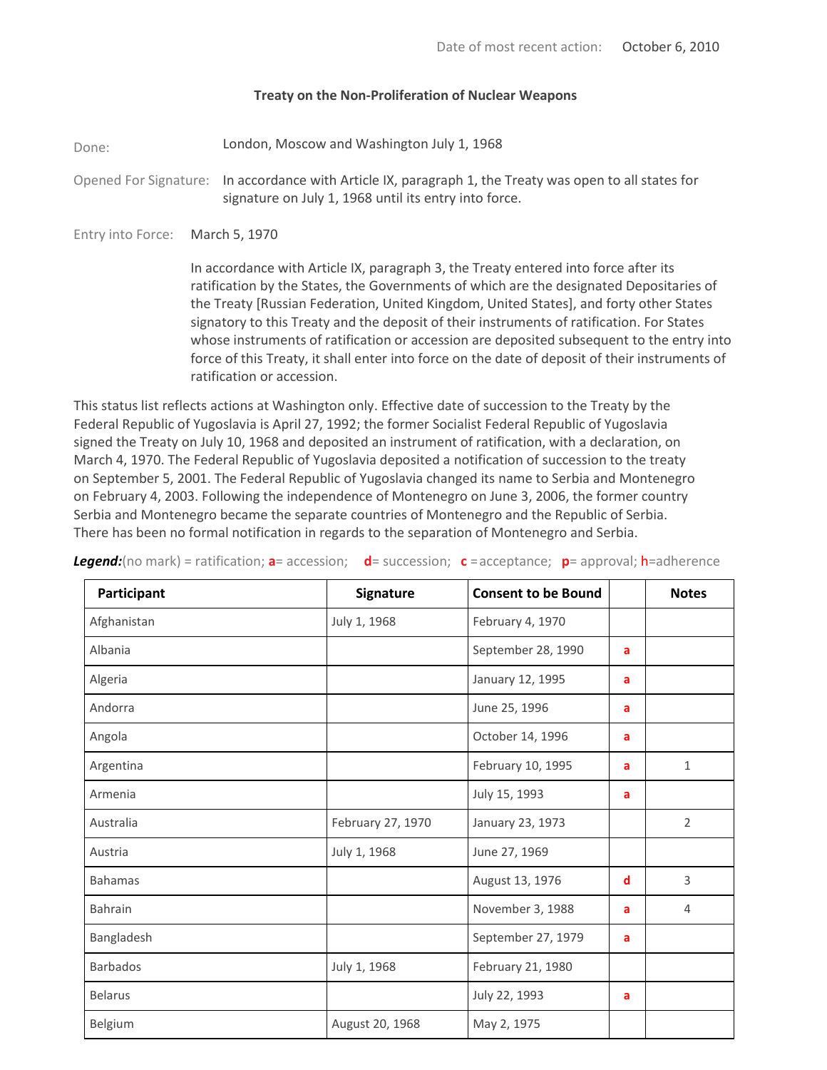Date of most recent action: October 6, 2010

## Treaty on the Non-Proliferation of Nuclear Weapons

Done: London, Moscow and Washington July 1, 1968

Opened For Signature: In accordance with Article IX, paragraph 1, the Treaty was open to all states for signature on July 1, 1968 until its entry into force.

Entry into Force: March 5, 1970

In accordance with Article IX, paragraph 3, the Treaty entered into force after its ratification by the States, the Governments of which are the designated Depositaries of the Treaty [Russian Federation, United Kingdom, United States], and forty other States signatory to this Treaty and the deposit of their instruments of ratification. For States whose instruments of ratification or accession are deposited subsequent to the entry into force of this Treaty, it shall enter into force on the date of deposit of their instruments of ratification or accession.

This status list reflects actions at Washington only. Effective date of succession to the Treaty by the Federal Republic of Yugoslavia is April 27, 1992; the former Socialist Federal Republic of Yugoslavia signed the Treaty on July 10, 1968 and deposited an instrument of ratification, with a declaration, on March 4, 1970. The Federal Republic of Yugoslavia deposited a notification of succession to the treaty on September 5, 2001. The Federal Republic of Yugoslavia changed its name to Serbia and Montenegro on February 4, 2003. Following the independence of Montenegro on June 3, 2006, the former country Serbia and Montenegro became the separate countries of Montenegro and the Republic of Serbia. There has been no formal notification in regards to the separation of Montenegro and Serbia.

***Legend:***(no mark) = ratification; **a**= accession; **d**= succession; **c** =acceptance; **p**= approval; h=adherence

| Participant | Signature | Consent to be Bound | | Notes |
|---|---|---|---|---|
| Afghanistan | July 1, 1968 | February 4, 1970 | | |
| Albania | | September 28, 1990 | a | |
| Algeria | | January 12, 1995 | a | |
| Andorra | | June 25, 1996 | a | |
| Angola | | October 14, 1996 | a | |
| Argentina | | February 10, 1995 | a | 1 |
| Armenia | | July 15, 1993 | a | |
| Australia | February 27, 1970 | January 23, 1973 | | 2 |
| Austria | July 1, 1968 | June 27, 1969 | | |
| Bahamas | | August 13, 1976 | d | 3 |
| Bahrain | | November 3, 1988 | a | 4 |
| Bangladesh | | September 27, 1979 | a | |
| Barbados | July 1, 1968 | February 21, 1980 | | |
| Belarus | | July 22, 1993 | a | |
| Belgium | August 20, 1968 | May 2, 1975 | | |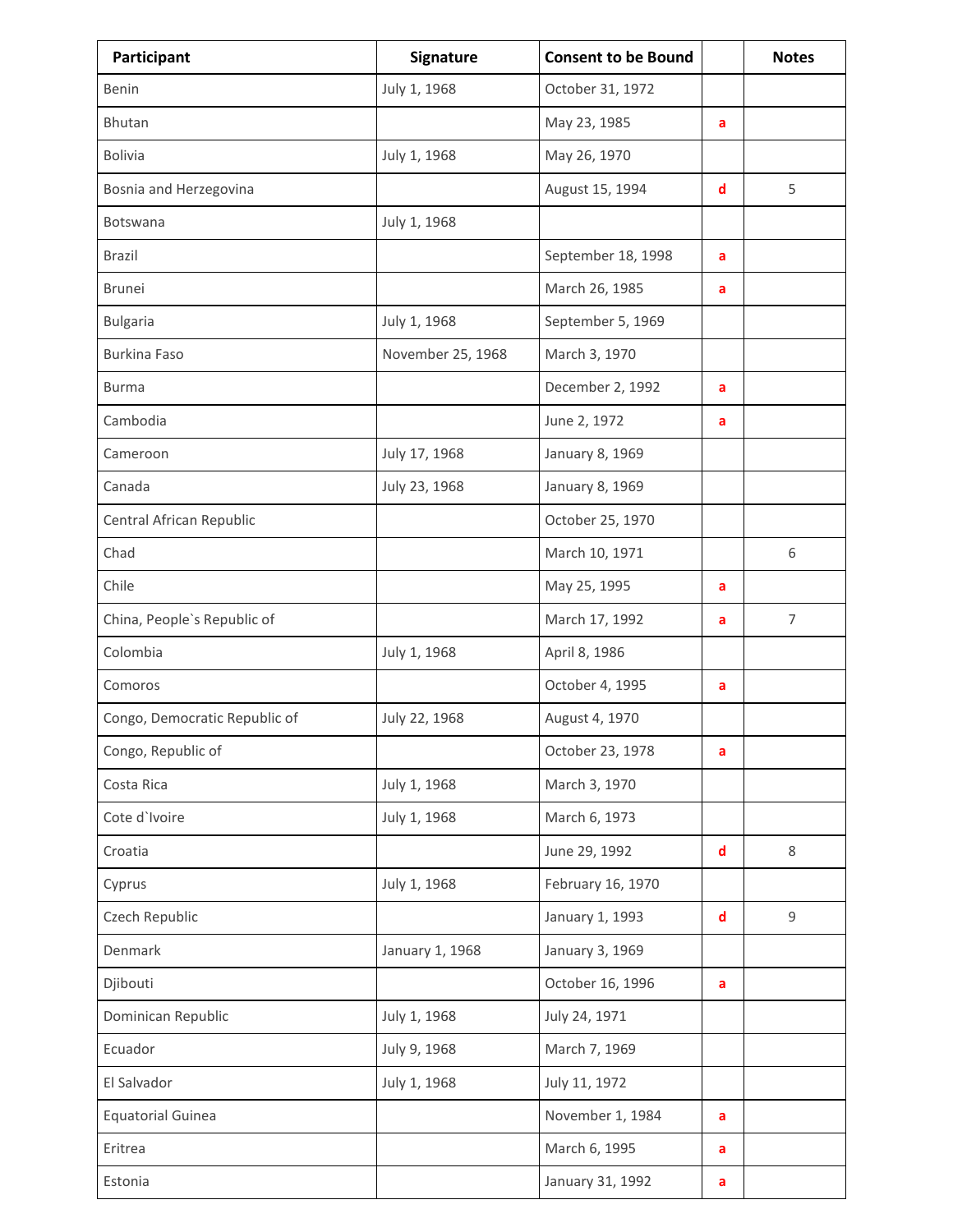| Participant | Signature | Consent to be Bound | | Notes |
|---|---|---|---|---|
| Benin | July 1, 1968 | October 31, 1972 | | |
| Bhutan | | May 23, 1985 | a | |
| Bolivia | July 1, 1968 | May 26, 1970 | | |
| Bosnia and Herzegovina | | August 15, 1994 | d | 5 |
| Botswana | July 1, 1968 | | | |
| Brazil | | September 18, 1998 | a | |
| Brunei | | March 26, 1985 | a | |
| Bulgaria | July 1, 1968 | September 5, 1969 | | |
| Burkina Faso | November 25, 1968 | March 3, 1970 | | |
| Burma | | December 2, 1992 | a | |
| Cambodia | | June 2, 1972 | a | |
| Cameroon | July 17, 1968 | January 8, 1969 | | |
| Canada | July 23, 1968 | January 8, 1969 | | |
| Central African Republic | | October 25, 1970 | | |
| Chad | | March 10, 1971 | | 6 |
| Chile | | May 25, 1995 | a | |
| China, People`s Republic of | | March 17, 1992 | a | 7 |
| Colombia | July 1, 1968 | April 8, 1986 | | |
| Comoros | | October 4, 1995 | a | |
| Congo, Democratic Republic of | July 22, 1968 | August 4, 1970 | | |
| Congo, Republic of | | October 23, 1978 | a | |
| Costa Rica | July 1, 1968 | March 3, 1970 | | |
| Cote d`Ivoire | July 1, 1968 | March 6, 1973 | | |
| Croatia | | June 29, 1992 | d | 8 |
| Cyprus | July 1, 1968 | February 16, 1970 | | |
| Czech Republic | | January 1, 1993 | d | 9 |
| Denmark | January 1, 1968 | January 3, 1969 | | |
| Djibouti | | October 16, 1996 | a | |
| Dominican Republic | July 1, 1968 | July 24, 1971 | | |
| Ecuador | July 9, 1968 | March 7, 1969 | | |
| El Salvador | July 1, 1968 | July 11, 1972 | | |
| Equatorial Guinea | | November 1, 1984 | a | |
| Eritrea | | March 6, 1995 | a | |
| Estonia | | January 31, 1992 | a | |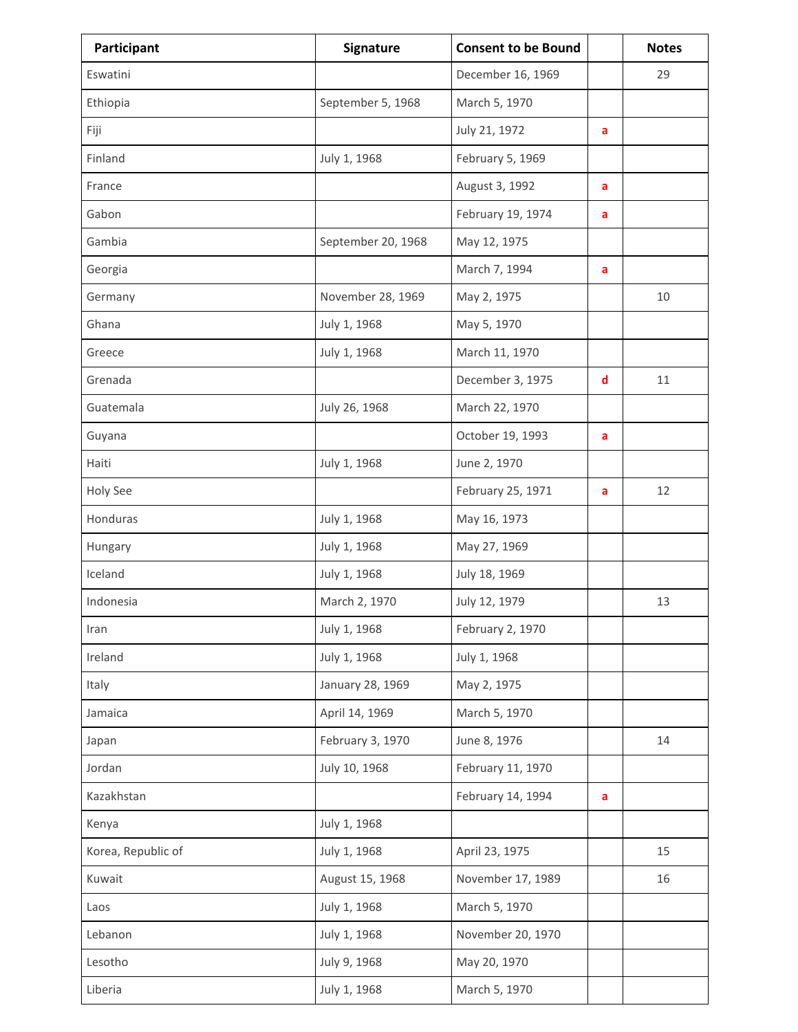| Participant | Signature | Consent to be Bound | | Notes |
|---|---|---|---|---|
| Eswatini | | December 16, 1969 | | 29 |
| Ethiopia | September 5, 1968 | March 5, 1970 | | |
| Fiji | | July 21, 1972 | a | |
| Finland | July 1, 1968 | February 5, 1969 | | |
| France | | August 3, 1992 | a | |
| Gabon | | February 19, 1974 | a | |
| Gambia | September 20, 1968 | May 12, 1975 | | |
| Georgia | | March 7, 1994 | a | |
| Germany | November 28, 1969 | May 2, 1975 | | 10 |
| Ghana | July 1, 1968 | May 5, 1970 | | |
| Greece | July 1, 1968 | March 11, 1970 | | |
| Grenada | | December 3, 1975 | d | 11 |
| Guatemala | July 26, 1968 | March 22, 1970 | | |
| Guyana | | October 19, 1993 | a | |
| Haiti | July 1, 1968 | June 2, 1970 | | |
| Holy See | | February 25, 1971 | a | 12 |
| Honduras | July 1, 1968 | May 16, 1973 | | |
| Hungary | July 1, 1968 | May 27, 1969 | | |
| Iceland | July 1, 1968 | July 18, 1969 | | |
| Indonesia | March 2, 1970 | July 12, 1979 | | 13 |
| Iran | July 1, 1968 | February 2, 1970 | | |
| Ireland | July 1, 1968 | July 1, 1968 | | |
| Italy | January 28, 1969 | May 2, 1975 | | |
| Jamaica | April 14, 1969 | March 5, 1970 | | |
| Japan | February 3, 1970 | June 8, 1976 | | 14 |
| Jordan | July 10, 1968 | February 11, 1970 | | |
| Kazakhstan | | February 14, 1994 | a | |
| Kenya | July 1, 1968 | | | |
| Korea, Republic of | July 1, 1968 | April 23, 1975 | | 15 |
| Kuwait | August 15, 1968 | November 17, 1989 | | 16 |
| Laos | July 1, 1968 | March 5, 1970 | | |
| Lebanon | July 1, 1968 | November 20, 1970 | | |
| Lesotho | July 9, 1968 | May 20, 1970 | | |
| Liberia | July 1, 1968 | March 5, 1970 | | |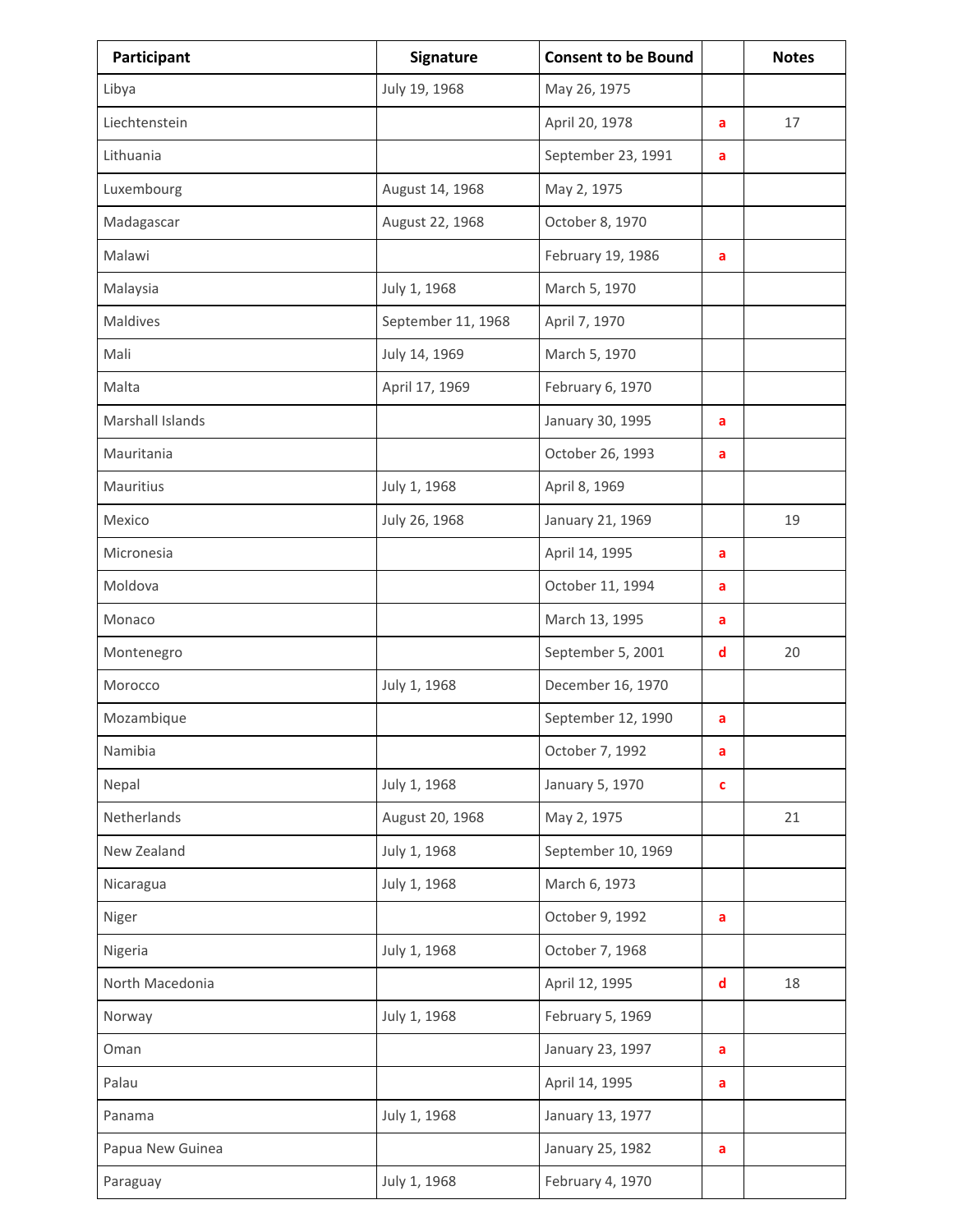| Participant | Signature | Consent to be Bound | | Notes |
|---|---|---|---|---|
| Libya | July 19, 1968 | May 26, 1975 | | |
| Liechtenstein | | April 20, 1978 | a | 17 |
| Lithuania | | September 23, 1991 | a | |
| Luxembourg | August 14, 1968 | May 2, 1975 | | |
| Madagascar | August 22, 1968 | October 8, 1970 | | |
| Malawi | | February 19, 1986 | a | |
| Malaysia | July 1, 1968 | March 5, 1970 | | |
| Maldives | September 11, 1968 | April 7, 1970 | | |
| Mali | July 14, 1969 | March 5, 1970 | | |
| Malta | April 17, 1969 | February 6, 1970 | | |
| Marshall Islands | | January 30, 1995 | a | |
| Mauritania | | October 26, 1993 | a | |
| Mauritius | July 1, 1968 | April 8, 1969 | | |
| Mexico | July 26, 1968 | January 21, 1969 | | 19 |
| Micronesia | | April 14, 1995 | a | |
| Moldova | | October 11, 1994 | a | |
| Monaco | | March 13, 1995 | a | |
| Montenegro | | September 5, 2001 | d | 20 |
| Morocco | July 1, 1968 | December 16, 1970 | | |
| Mozambique | | September 12, 1990 | a | |
| Namibia | | October 7, 1992 | a | |
| Nepal | July 1, 1968 | January 5, 1970 | c | |
| Netherlands | August 20, 1968 | May 2, 1975 | | 21 |
| New Zealand | July 1, 1968 | September 10, 1969 | | |
| Nicaragua | July 1, 1968 | March 6, 1973 | | |
| Niger | | October 9, 1992 | a | |
| Nigeria | July 1, 1968 | October 7, 1968 | | |
| North Macedonia | | April 12, 1995 | d | 18 |
| Norway | July 1, 1968 | February 5, 1969 | | |
| Oman | | January 23, 1997 | a | |
| Palau | | April 14, 1995 | a | |
| Panama | July 1, 1968 | January 13, 1977 | | |
| Papua New Guinea | | January 25, 1982 | a | |
| Paraguay | July 1, 1968 | February 4, 1970 | | |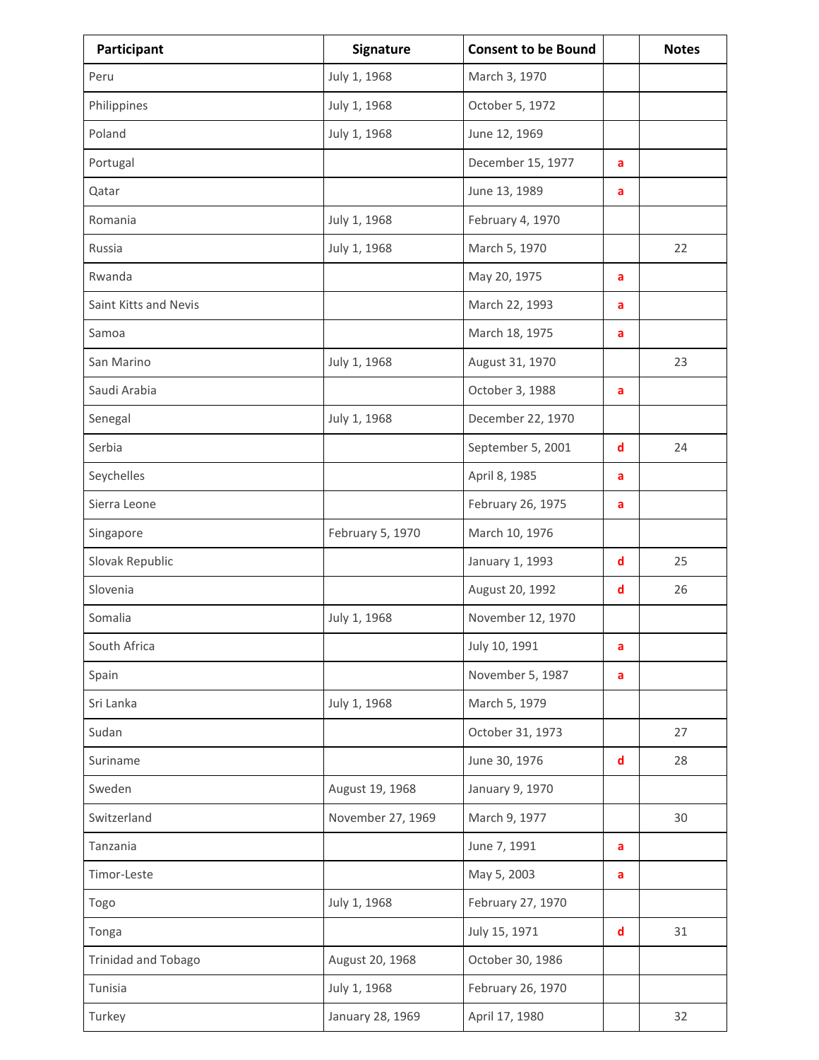| Participant | Signature | Consent to be Bound | | Notes |
|---|---|---|---|---|
| Peru | July 1, 1968 | March 3, 1970 | | |
| Philippines | July 1, 1968 | October 5, 1972 | | |
| Poland | July 1, 1968 | June 12, 1969 | | |
| Portugal | | December 15, 1977 | a | |
| Qatar | | June 13, 1989 | a | |
| Romania | July 1, 1968 | February 4, 1970 | | |
| Russia | July 1, 1968 | March 5, 1970 | | 22 |
| Rwanda | | May 20, 1975 | a | |
| Saint Kitts and Nevis | | March 22, 1993 | a | |
| Samoa | | March 18, 1975 | a | |
| San Marino | July 1, 1968 | August 31, 1970 | | 23 |
| Saudi Arabia | | October 3, 1988 | a | |
| Senegal | July 1, 1968 | December 22, 1970 | | |
| Serbia | | September 5, 2001 | d | 24 |
| Seychelles | | April 8, 1985 | a | |
| Sierra Leone | | February 26, 1975 | a | |
| Singapore | February 5, 1970 | March 10, 1976 | | |
| Slovak Republic | | January 1, 1993 | d | 25 |
| Slovenia | | August 20, 1992 | d | 26 |
| Somalia | July 1, 1968 | November 12, 1970 | | |
| South Africa | | July 10, 1991 | a | |
| Spain | | November 5, 1987 | a | |
| Sri Lanka | July 1, 1968 | March 5, 1979 | | |
| Sudan | | October 31, 1973 | | 27 |
| Suriname | | June 30, 1976 | d | 28 |
| Sweden | August 19, 1968 | January 9, 1970 | | |
| Switzerland | November 27, 1969 | March 9, 1977 | | 30 |
| Tanzania | | June 7, 1991 | a | |
| Timor-Leste | | May 5, 2003 | a | |
| Togo | July 1, 1968 | February 27, 1970 | | |
| Tonga | | July 15, 1971 | d | 31 |
| Trinidad and Tobago | August 20, 1968 | October 30, 1986 | | |
| Tunisia | July 1, 1968 | February 26, 1970 | | |
| Turkey | January 28, 1969 | April 17, 1980 | | 32 |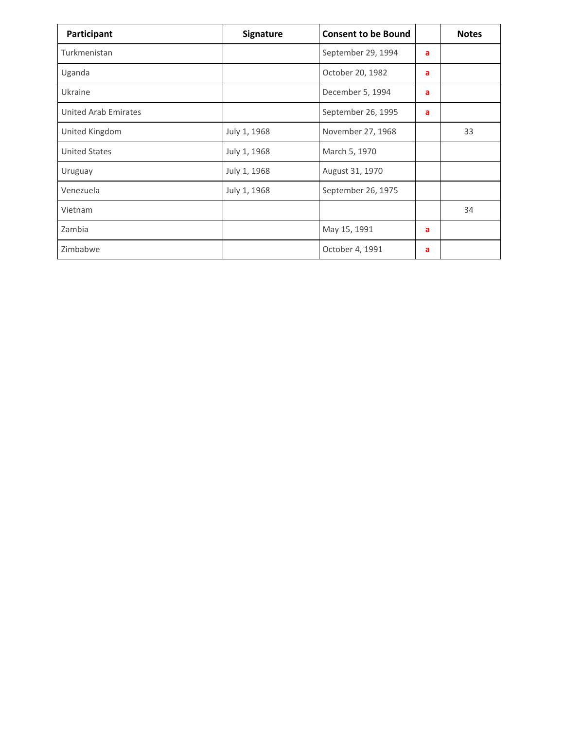| Participant | Signature | Consent to be Bound | | Notes |
|---|---|---|---|---|
| Turkmenistan | | September 29, 1994 | a | |
| Uganda | | October 20, 1982 | a | |
| Ukraine | | December 5, 1994 | a | |
| United Arab Emirates | | September 26, 1995 | a | |
| United Kingdom | July 1, 1968 | November 27, 1968 | | 33 |
| United States | July 1, 1968 | March 5, 1970 | | |
| Uruguay | July 1, 1968 | August 31, 1970 | | |
| Venezuela | July 1, 1968 | September 26, 1975 | | |
| Vietnam | | | | 34 |
| Zambia | | May 15, 1991 | a | |
| Zimbabwe | | October 4, 1991 | a | |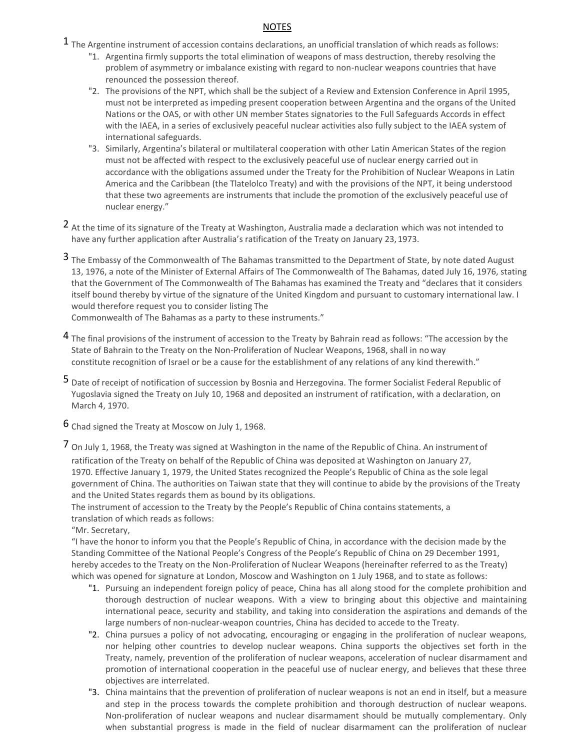## NOTES

1 The Argentine instrument of accession contains declarations, an unofficial translation of which reads as follows:

"1. Argentina firmly supports the total elimination of weapons of mass destruction, thereby resolving the problem of asymmetry or imbalance existing with regard to non-nuclear weapons countries that have renounced the possession thereof.

"2. The provisions of the NPT, which shall be the subject of a Review and Extension Conference in April 1995, must not be interpreted as impeding present cooperation between Argentina and the organs of the United Nations or the OAS, or with other UN member States signatories to the Full Safeguards Accords in effect with the IAEA, in a series of exclusively peaceful nuclear activities also fully subject to the IAEA system of international safeguards.

"3. Similarly, Argentina's bilateral or multilateral cooperation with other Latin American States of the region must not be affected with respect to the exclusively peaceful use of nuclear energy carried out in accordance with the obligations assumed under the Treaty for the Prohibition of Nuclear Weapons in Latin America and the Caribbean (the Tlatelolco Treaty) and with the provisions of the NPT, it being understood that these two agreements are instruments that include the promotion of the exclusively peaceful use of nuclear energy."

2 At the time of its signature of the Treaty at Washington, Australia made a declaration which was not intended to have any further application after Australia's ratification of the Treaty on January 23, 1973.

3 The Embassy of the Commonwealth of The Bahamas transmitted to the Department of State, by note dated August 13, 1976, a note of the Minister of External Affairs of The Commonwealth of The Bahamas, dated July 16, 1976, stating that the Government of The Commonwealth of The Bahamas has examined the Treaty and "declares that it considers itself bound thereby by virtue of the signature of the United Kingdom and pursuant to customary international law. I would therefore request you to consider listing The Commonwealth of The Bahamas as a party to these instruments."

4 The final provisions of the instrument of accession to the Treaty by Bahrain read as follows: "The accession by the State of Bahrain to the Treaty on the Non-Proliferation of Nuclear Weapons, 1968, shall in no way constitute recognition of Israel or be a cause for the establishment of any relations of any kind therewith."

5 Date of receipt of notification of succession by Bosnia and Herzegovina. The former Socialist Federal Republic of Yugoslavia signed the Treaty on July 10, 1968 and deposited an instrument of ratification, with a declaration, on March 4, 1970.

6 Chad signed the Treaty at Moscow on July 1, 1968.

7 On July 1, 1968, the Treaty was signed at Washington in the name of the Republic of China. An instrument of ratification of the Treaty on behalf of the Republic of China was deposited at Washington on January 27, 1970. Effective January 1, 1979, the United States recognized the People's Republic of China as the sole legal government of China. The authorities on Taiwan state that they will continue to abide by the provisions of the Treaty and the United States regards them as bound by its obligations.

The instrument of accession to the Treaty by the People's Republic of China contains statements, a translation of which reads as follows:

"Mr. Secretary,

"I have the honor to inform you that the People's Republic of China, in accordance with the decision made by the Standing Committee of the National People's Congress of the People's Republic of China on 29 December 1991, hereby accedes to the Treaty on the Non-Proliferation of Nuclear Weapons (hereinafter referred to as the Treaty) which was opened for signature at London, Moscow and Washington on 1 July 1968, and to state as follows:

"1. Pursuing an independent foreign policy of peace, China has all along stood for the complete prohibition and thorough destruction of nuclear weapons. With a view to bringing about this objective and maintaining international peace, security and stability, and taking into consideration the aspirations and demands of the large numbers of non-nuclear-weapon countries, China has decided to accede to the Treaty.

"2. China pursues a policy of not advocating, encouraging or engaging in the proliferation of nuclear weapons, nor helping other countries to develop nuclear weapons. China supports the objectives set forth in the Treaty, namely, prevention of the proliferation of nuclear weapons, acceleration of nuclear disarmament and promotion of international cooperation in the peaceful use of nuclear energy, and believes that these three objectives are interrelated.

"3. China maintains that the prevention of proliferation of nuclear weapons is not an end in itself, but a measure and step in the process towards the complete prohibition and thorough destruction of nuclear weapons. Non-proliferation of nuclear weapons and nuclear disarmament should be mutually complementary. Only when substantial progress is made in the field of nuclear disarmament can the proliferation of nuclear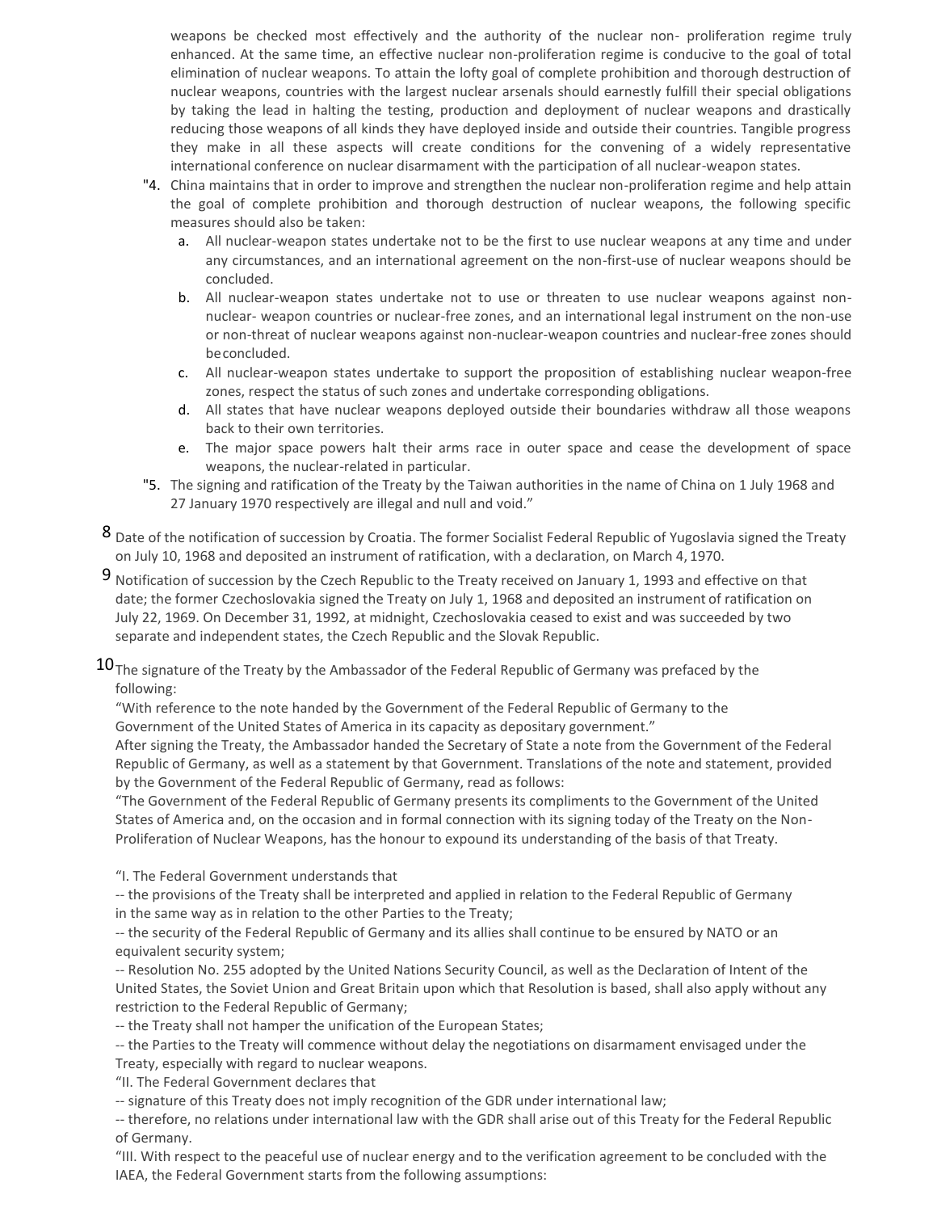weapons be checked most effectively and the authority of the nuclear non- proliferation regime truly enhanced. At the same time, an effective nuclear non-proliferation regime is conducive to the goal of total elimination of nuclear weapons. To attain the lofty goal of complete prohibition and thorough destruction of nuclear weapons, countries with the largest nuclear arsenals should earnestly fulfill their special obligations by taking the lead in halting the testing, production and deployment of nuclear weapons and drastically reducing those weapons of all kinds they have deployed inside and outside their countries. Tangible progress they make in all these aspects will create conditions for the convening of a widely representative international conference on nuclear disarmament with the participation of all nuclear-weapon states.

"4. China maintains that in order to improve and strengthen the nuclear non-proliferation regime and help attain the goal of complete prohibition and thorough destruction of nuclear weapons, the following specific measures should also be taken:

   a. All nuclear-weapon states undertake not to be the first to use nuclear weapons at any time and under any circumstances, and an international agreement on the non-first-use of nuclear weapons should be concluded.
   b. All nuclear-weapon states undertake not to use or threaten to use nuclear weapons against non-nuclear- weapon countries or nuclear-free zones, and an international legal instrument on the non-use or non-threat of nuclear weapons against non-nuclear-weapon countries and nuclear-free zones should be concluded.
   c. All nuclear-weapon states undertake to support the proposition of establishing nuclear weapon-free zones, respect the status of such zones and undertake corresponding obligations.
   d. All states that have nuclear weapons deployed outside their boundaries withdraw all those weapons back to their own territories.
   e. The major space powers halt their arms race in outer space and cease the development of space weapons, the nuclear-related in particular.

"5. The signing and ratification of the Treaty by the Taiwan authorities in the name of China on 1 July 1968 and 27 January 1970 respectively are illegal and null and void."

[8] Date of the notification of succession by Croatia. The former Socialist Federal Republic of Yugoslavia signed the Treaty on July 10, 1968 and deposited an instrument of ratification, with a declaration, on March 4, 1970.

[9] Notification of succession by the Czech Republic to the Treaty received on January 1, 1993 and effective on that date; the former Czechoslovakia signed the Treaty on July 1, 1968 and deposited an instrument of ratification on July 22, 1969. On December 31, 1992, at midnight, Czechoslovakia ceased to exist and was succeeded by two separate and independent states, the Czech Republic and the Slovak Republic.

[10] The signature of the Treaty by the Ambassador of the Federal Republic of Germany was prefaced by the following:

"With reference to the note handed by the Government of the Federal Republic of Germany to the Government of the United States of America in its capacity as depositary government."

After signing the Treaty, the Ambassador handed the Secretary of State a note from the Government of the Federal Republic of Germany, as well as a statement by that Government. Translations of the note and statement, provided by the Government of the Federal Republic of Germany, read as follows:

"The Government of the Federal Republic of Germany presents its compliments to the Government of the United States of America and, on the occasion and in formal connection with its signing today of the Treaty on the Non-Proliferation of Nuclear Weapons, has the honour to expound its understanding of the basis of that Treaty.

"I. The Federal Government understands that

-- the provisions of the Treaty shall be interpreted and applied in relation to the Federal Republic of Germany in the same way as in relation to the other Parties to the Treaty;

-- the security of the Federal Republic of Germany and its allies shall continue to be ensured by NATO or an equivalent security system;

-- Resolution No. 255 adopted by the United Nations Security Council, as well as the Declaration of Intent of the United States, the Soviet Union and Great Britain upon which that Resolution is based, shall also apply without any restriction to the Federal Republic of Germany;

-- the Treaty shall not hamper the unification of the European States;

-- the Parties to the Treaty will commence without delay the negotiations on disarmament envisaged under the Treaty, especially with regard to nuclear weapons.

"II. The Federal Government declares that

-- signature of this Treaty does not imply recognition of the GDR under international law;

-- therefore, no relations under international law with the GDR shall arise out of this Treaty for the Federal Republic of Germany.

"III. With respect to the peaceful use of nuclear energy and to the verification agreement to be concluded with the IAEA, the Federal Government starts from the following assumptions: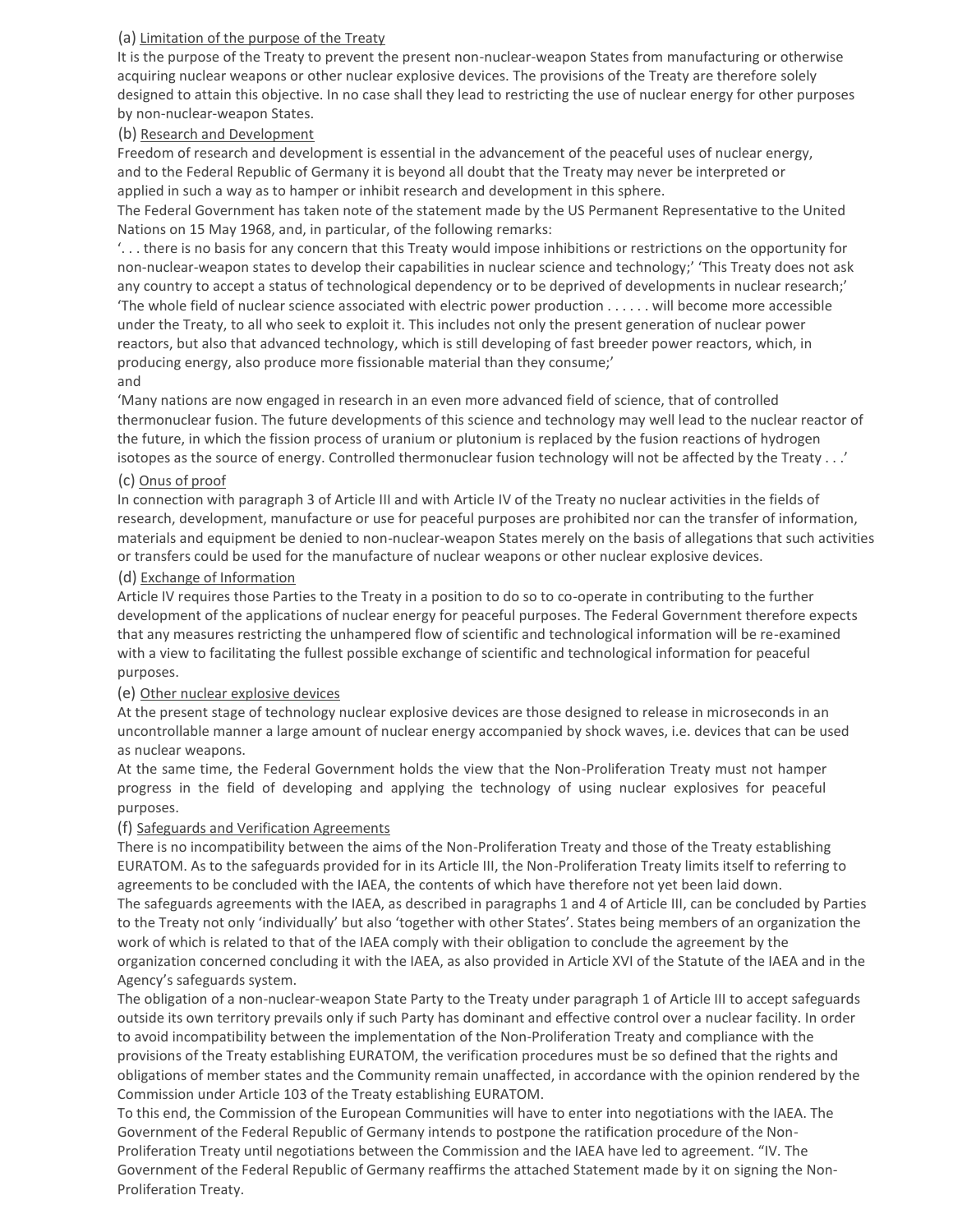(a) Limitation of the purpose of the Treaty

It is the purpose of the Treaty to prevent the present non-nuclear-weapon States from manufacturing or otherwise acquiring nuclear weapons or other nuclear explosive devices. The provisions of the Treaty are therefore solely designed to attain this objective. In no case shall they lead to restricting the use of nuclear energy for other purposes by non-nuclear-weapon States.

(b) Research and Development

Freedom of research and development is essential in the advancement of the peaceful uses of nuclear energy, and to the Federal Republic of Germany it is beyond all doubt that the Treaty may never be interpreted or applied in such a way as to hamper or inhibit research and development in this sphere.

The Federal Government has taken note of the statement made by the US Permanent Representative to the United Nations on 15 May 1968, and, in particular, of the following remarks:

'. . . there is no basis for any concern that this Treaty would impose inhibitions or restrictions on the opportunity for non-nuclear-weapon states to develop their capabilities in nuclear science and technology;' 'This Treaty does not ask any country to accept a status of technological dependency or to be deprived of developments in nuclear research;' 'The whole field of nuclear science associated with electric power production . . . . . . will become more accessible under the Treaty, to all who seek to exploit it. This includes not only the present generation of nuclear power reactors, but also that advanced technology, which is still developing of fast breeder power reactors, which, in producing energy, also produce more fissionable material than they consume;'

and

'Many nations are now engaged in research in an even more advanced field of science, that of controlled thermonuclear fusion. The future developments of this science and technology may well lead to the nuclear reactor of the future, in which the fission process of uranium or plutonium is replaced by the fusion reactions of hydrogen isotopes as the source of energy. Controlled thermonuclear fusion technology will not be affected by the Treaty . . .'

(c) Onus of proof

In connection with paragraph 3 of Article III and with Article IV of the Treaty no nuclear activities in the fields of research, development, manufacture or use for peaceful purposes are prohibited nor can the transfer of information, materials and equipment be denied to non-nuclear-weapon States merely on the basis of allegations that such activities or transfers could be used for the manufacture of nuclear weapons or other nuclear explosive devices.

(d) Exchange of Information

Article IV requires those Parties to the Treaty in a position to do so to co-operate in contributing to the further development of the applications of nuclear energy for peaceful purposes. The Federal Government therefore expects that any measures restricting the unhampered flow of scientific and technological information will be re-examined with a view to facilitating the fullest possible exchange of scientific and technological information for peaceful purposes.

(e) Other nuclear explosive devices

At the present stage of technology nuclear explosive devices are those designed to release in microseconds in an uncontrollable manner a large amount of nuclear energy accompanied by shock waves, i.e. devices that can be used as nuclear weapons.

At the same time, the Federal Government holds the view that the Non-Proliferation Treaty must not hamper progress in the field of developing and applying the technology of using nuclear explosives for peaceful purposes.

(f) Safeguards and Verification Agreements

There is no incompatibility between the aims of the Non-Proliferation Treaty and those of the Treaty establishing EURATOM. As to the safeguards provided for in its Article III, the Non-Proliferation Treaty limits itself to referring to agreements to be concluded with the IAEA, the contents of which have therefore not yet been laid down.

The safeguards agreements with the IAEA, as described in paragraphs 1 and 4 of Article III, can be concluded by Parties to the Treaty not only 'individually' but also 'together with other States'. States being members of an organization the work of which is related to that of the IAEA comply with their obligation to conclude the agreement by the organization concerned concluding it with the IAEA, as also provided in Article XVI of the Statute of the IAEA and in the Agency's safeguards system.

The obligation of a non-nuclear-weapon State Party to the Treaty under paragraph 1 of Article III to accept safeguards outside its own territory prevails only if such Party has dominant and effective control over a nuclear facility. In order to avoid incompatibility between the implementation of the Non-Proliferation Treaty and compliance with the provisions of the Treaty establishing EURATOM, the verification procedures must be so defined that the rights and obligations of member states and the Community remain unaffected, in accordance with the opinion rendered by the Commission under Article 103 of the Treaty establishing EURATOM.

To this end, the Commission of the European Communities will have to enter into negotiations with the IAEA. The Government of the Federal Republic of Germany intends to postpone the ratification procedure of the Non-Proliferation Treaty until negotiations between the Commission and the IAEA have led to agreement. "IV. The Government of the Federal Republic of Germany reaffirms the attached Statement made by it on signing the Non-Proliferation Treaty.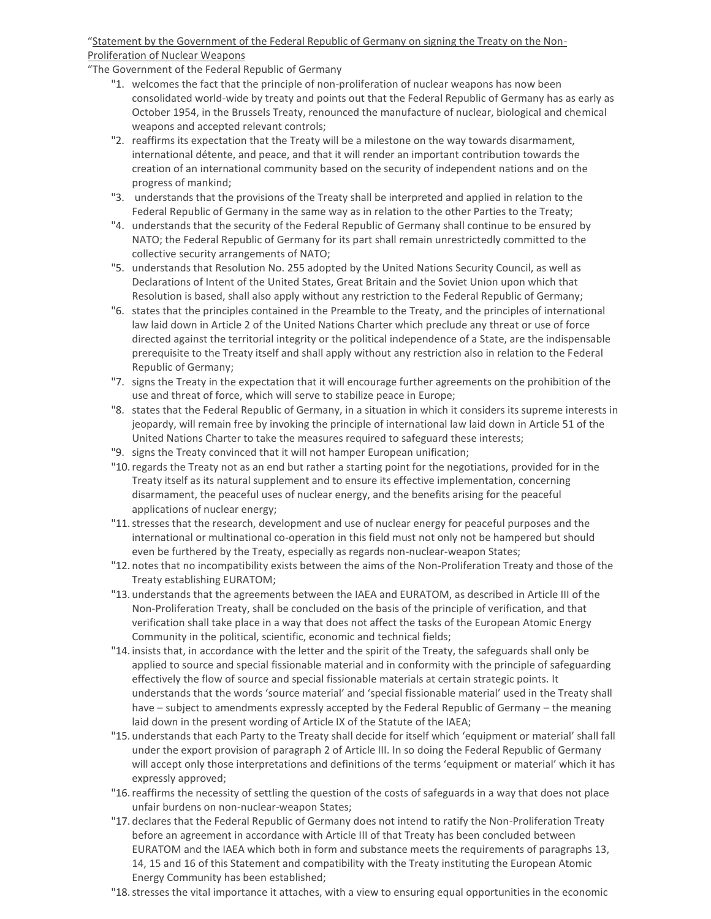"Statement by the Government of the Federal Republic of Germany on signing the Treaty on the Non-Proliferation of Nuclear Weapons

"The Government of the Federal Republic of Germany

"1. welcomes the fact that the principle of non-proliferation of nuclear weapons has now been consolidated world-wide by treaty and points out that the Federal Republic of Germany has as early as October 1954, in the Brussels Treaty, renounced the manufacture of nuclear, biological and chemical weapons and accepted relevant controls;

"2. reaffirms its expectation that the Treaty will be a milestone on the way towards disarmament, international détente, and peace, and that it will render an important contribution towards the creation of an international community based on the security of independent nations and on the progress of mankind;

"3. understands that the provisions of the Treaty shall be interpreted and applied in relation to the Federal Republic of Germany in the same way as in relation to the other Parties to the Treaty;

"4. understands that the security of the Federal Republic of Germany shall continue to be ensured by NATO; the Federal Republic of Germany for its part shall remain unrestrictedly committed to the collective security arrangements of NATO;

"5. understands that Resolution No. 255 adopted by the United Nations Security Council, as well as Declarations of Intent of the United States, Great Britain and the Soviet Union upon which that Resolution is based, shall also apply without any restriction to the Federal Republic of Germany;

"6. states that the principles contained in the Preamble to the Treaty, and the principles of international law laid down in Article 2 of the United Nations Charter which preclude any threat or use of force directed against the territorial integrity or the political independence of a State, are the indispensable prerequisite to the Treaty itself and shall apply without any restriction also in relation to the Federal Republic of Germany;

"7. signs the Treaty in the expectation that it will encourage further agreements on the prohibition of the use and threat of force, which will serve to stabilize peace in Europe;

"8. states that the Federal Republic of Germany, in a situation in which it considers its supreme interests in jeopardy, will remain free by invoking the principle of international law laid down in Article 51 of the United Nations Charter to take the measures required to safeguard these interests;

"9. signs the Treaty convinced that it will not hamper European unification;

"10. regards the Treaty not as an end but rather a starting point for the negotiations, provided for in the Treaty itself as its natural supplement and to ensure its effective implementation, concerning disarmament, the peaceful uses of nuclear energy, and the benefits arising for the peaceful applications of nuclear energy;

"11. stresses that the research, development and use of nuclear energy for peaceful purposes and the international or multinational co-operation in this field must not only not be hampered but should even be furthered by the Treaty, especially as regards non-nuclear-weapon States;

"12. notes that no incompatibility exists between the aims of the Non-Proliferation Treaty and those of the Treaty establishing EURATOM;

"13. understands that the agreements between the IAEA and EURATOM, as described in Article III of the Non-Proliferation Treaty, shall be concluded on the basis of the principle of verification, and that verification shall take place in a way that does not affect the tasks of the European Atomic Energy Community in the political, scientific, economic and technical fields;

"14. insists that, in accordance with the letter and the spirit of the Treaty, the safeguards shall only be applied to source and special fissionable material and in conformity with the principle of safeguarding effectively the flow of source and special fissionable materials at certain strategic points. It understands that the words 'source material' and 'special fissionable material' used in the Treaty shall have – subject to amendments expressly accepted by the Federal Republic of Germany – the meaning laid down in the present wording of Article IX of the Statute of the IAEA;

"15. understands that each Party to the Treaty shall decide for itself which 'equipment or material' shall fall under the export provision of paragraph 2 of Article III. In so doing the Federal Republic of Germany will accept only those interpretations and definitions of the terms 'equipment or material' which it has expressly approved;

"16. reaffirms the necessity of settling the question of the costs of safeguards in a way that does not place unfair burdens on non-nuclear-weapon States;

"17. declares that the Federal Republic of Germany does not intend to ratify the Non-Proliferation Treaty before an agreement in accordance with Article III of that Treaty has been concluded between EURATOM and the IAEA which both in form and substance meets the requirements of paragraphs 13, 14, 15 and 16 of this Statement and compatibility with the Treaty instituting the European Atomic Energy Community has been established;

"18. stresses the vital importance it attaches, with a view to ensuring equal opportunities in the economic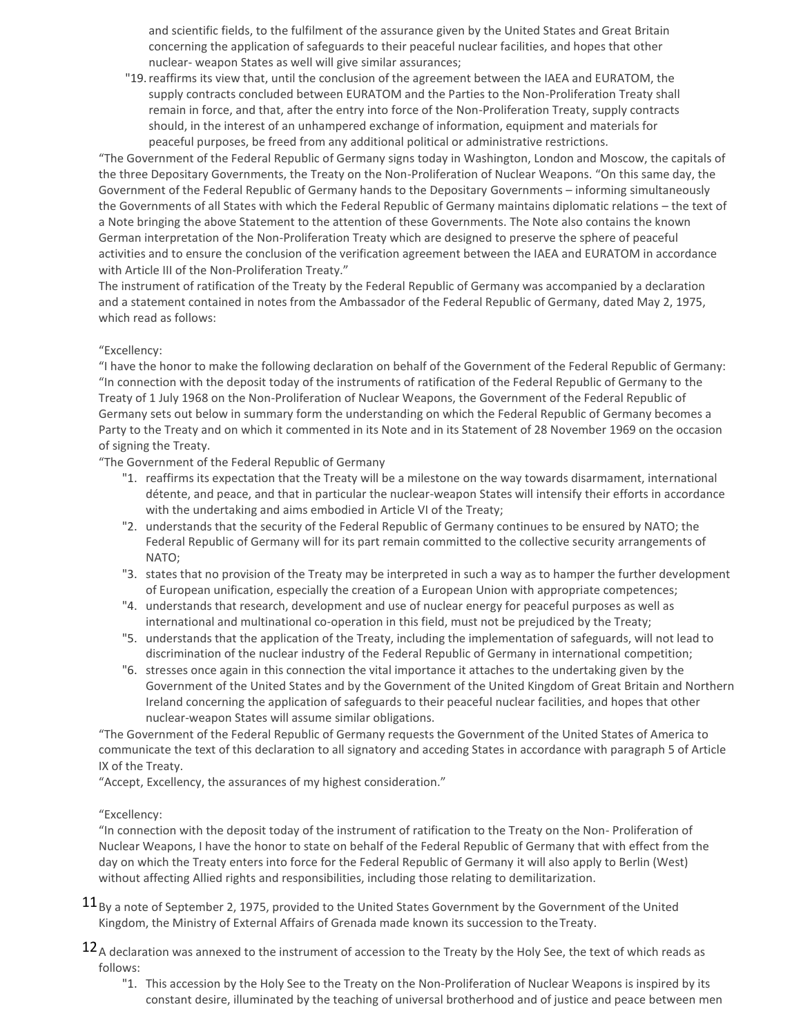and scientific fields, to the fulfilment of the assurance given by the United States and Great Britain concerning the application of safeguards to their peaceful nuclear facilities, and hopes that other nuclear- weapon States as well will give similar assurances;

"19. reaffirms its view that, until the conclusion of the agreement between the IAEA and EURATOM, the supply contracts concluded between EURATOM and the Parties to the Non-Proliferation Treaty shall remain in force, and that, after the entry into force of the Non-Proliferation Treaty, supply contracts should, in the interest of an unhampered exchange of information, equipment and materials for peaceful purposes, be freed from any additional political or administrative restrictions.

"The Government of the Federal Republic of Germany signs today in Washington, London and Moscow, the capitals of the three Depositary Governments, the Treaty on the Non-Proliferation of Nuclear Weapons. "On this same day, the Government of the Federal Republic of Germany hands to the Depositary Governments – informing simultaneously the Governments of all States with which the Federal Republic of Germany maintains diplomatic relations – the text of a Note bringing the above Statement to the attention of these Governments. The Note also contains the known German interpretation of the Non-Proliferation Treaty which are designed to preserve the sphere of peaceful activities and to ensure the conclusion of the verification agreement between the IAEA and EURATOM in accordance with Article III of the Non-Proliferation Treaty."

The instrument of ratification of the Treaty by the Federal Republic of Germany was accompanied by a declaration and a statement contained in notes from the Ambassador of the Federal Republic of Germany, dated May 2, 1975, which read as follows:

"Excellency:

"I have the honor to make the following declaration on behalf of the Government of the Federal Republic of Germany: "In connection with the deposit today of the instruments of ratification of the Federal Republic of Germany to the Treaty of 1 July 1968 on the Non-Proliferation of Nuclear Weapons, the Government of the Federal Republic of Germany sets out below in summary form the understanding on which the Federal Republic of Germany becomes a Party to the Treaty and on which it commented in its Note and in its Statement of 28 November 1969 on the occasion of signing the Treaty.

"The Government of the Federal Republic of Germany

"1. reaffirms its expectation that the Treaty will be a milestone on the way towards disarmament, international détente, and peace, and that in particular the nuclear-weapon States will intensify their efforts in accordance with the undertaking and aims embodied in Article VI of the Treaty;

"2. understands that the security of the Federal Republic of Germany continues to be ensured by NATO; the Federal Republic of Germany will for its part remain committed to the collective security arrangements of NATO;

"3. states that no provision of the Treaty may be interpreted in such a way as to hamper the further development of European unification, especially the creation of a European Union with appropriate competences;

"4. understands that research, development and use of nuclear energy for peaceful purposes as well as international and multinational co-operation in this field, must not be prejudiced by the Treaty;

"5. understands that the application of the Treaty, including the implementation of safeguards, will not lead to discrimination of the nuclear industry of the Federal Republic of Germany in international competition;

"6. stresses once again in this connection the vital importance it attaches to the undertaking given by the Government of the United States and by the Government of the United Kingdom of Great Britain and Northern Ireland concerning the application of safeguards to their peaceful nuclear facilities, and hopes that other nuclear-weapon States will assume similar obligations.

"The Government of the Federal Republic of Germany requests the Government of the United States of America to communicate the text of this declaration to all signatory and acceding States in accordance with paragraph 5 of Article IX of the Treaty.

"Accept, Excellency, the assurances of my highest consideration."

"Excellency:

"In connection with the deposit today of the instrument of ratification to the Treaty on the Non- Proliferation of Nuclear Weapons, I have the honor to state on behalf of the Federal Republic of Germany that with effect from the day on which the Treaty enters into force for the Federal Republic of Germany it will also apply to Berlin (West) without affecting Allied rights and responsibilities, including those relating to demilitarization.

[11] By a note of September 2, 1975, provided to the United States Government by the Government of the United Kingdom, the Ministry of External Affairs of Grenada made known its succession to the Treaty.

[12] A declaration was annexed to the instrument of accession to the Treaty by the Holy See, the text of which reads as follows:

"1. This accession by the Holy See to the Treaty on the Non-Proliferation of Nuclear Weapons is inspired by its constant desire, illuminated by the teaching of universal brotherhood and of justice and peace between men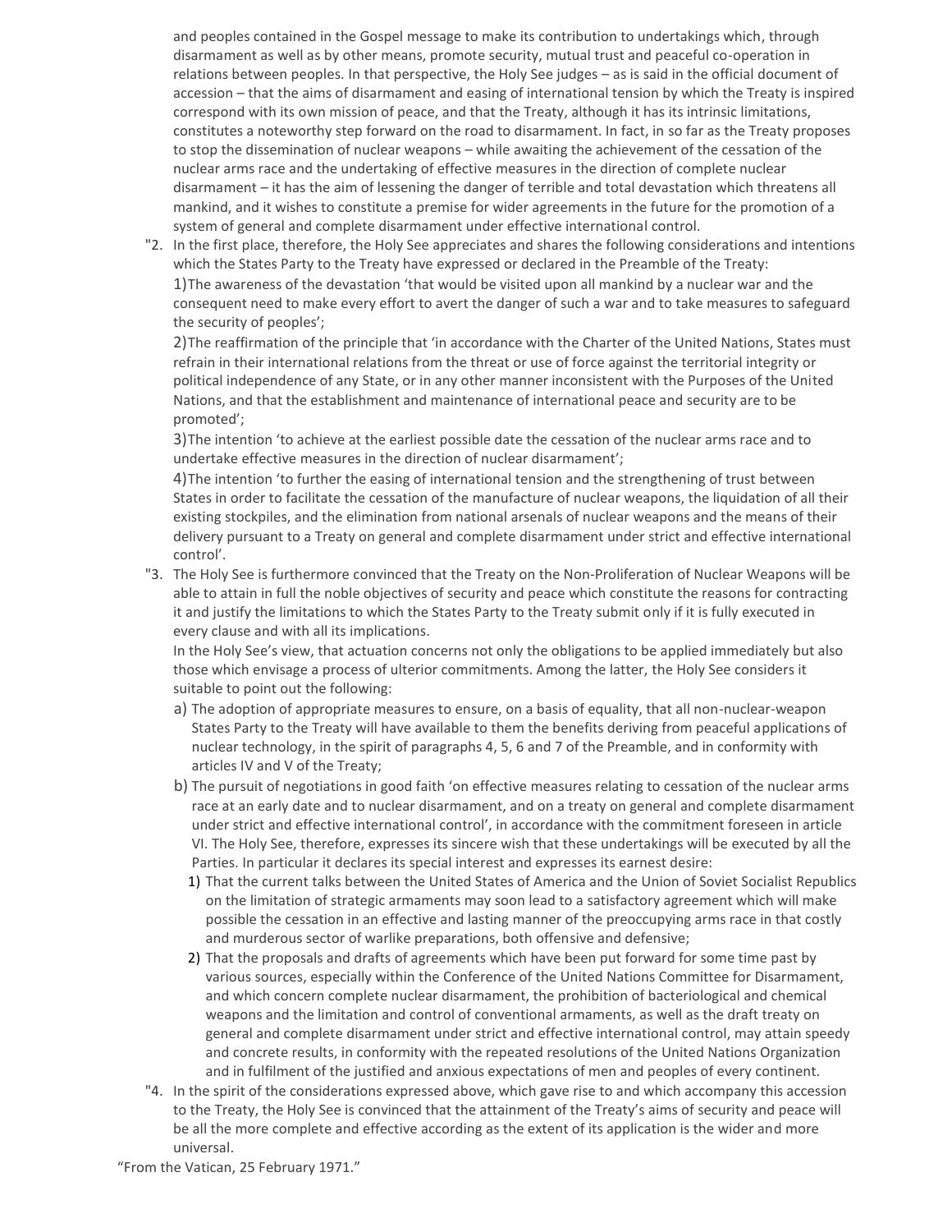and peoples contained in the Gospel message to make its contribution to undertakings which, through disarmament as well as by other means, promote security, mutual trust and peaceful co-operation in relations between peoples. In that perspective, the Holy See judges – as is said in the official document of accession – that the aims of disarmament and easing of international tension by which the Treaty is inspired correspond with its own mission of peace, and that the Treaty, although it has its intrinsic limitations, constitutes a noteworthy step forward on the road to disarmament. In fact, in so far as the Treaty proposes to stop the dissemination of nuclear weapons – while awaiting the achievement of the cessation of the nuclear arms race and the undertaking of effective measures in the direction of complete nuclear disarmament – it has the aim of lessening the danger of terrible and total devastation which threatens all mankind, and it wishes to constitute a premise for wider agreements in the future for the promotion of a system of general and complete disarmament under effective international control.

"2. In the first place, therefore, the Holy See appreciates and shares the following considerations and intentions which the States Party to the Treaty have expressed or declared in the Preamble of the Treaty:

1) The awareness of the devastation 'that would be visited upon all mankind by a nuclear war and the consequent need to make every effort to avert the danger of such a war and to take measures to safeguard the security of peoples';

2) The reaffirmation of the principle that 'in accordance with the Charter of the United Nations, States must refrain in their international relations from the threat or use of force against the territorial integrity or political independence of any State, or in any other manner inconsistent with the Purposes of the United Nations, and that the establishment and maintenance of international peace and security are to be promoted';

3) The intention 'to achieve at the earliest possible date the cessation of the nuclear arms race and to undertake effective measures in the direction of nuclear disarmament';

4) The intention 'to further the easing of international tension and the strengthening of trust between States in order to facilitate the cessation of the manufacture of nuclear weapons, the liquidation of all their existing stockpiles, and the elimination from national arsenals of nuclear weapons and the means of their delivery pursuant to a Treaty on general and complete disarmament under strict and effective international control'.

"3. The Holy See is furthermore convinced that the Treaty on the Non-Proliferation of Nuclear Weapons will be able to attain in full the noble objectives of security and peace which constitute the reasons for contracting it and justify the limitations to which the States Party to the Treaty submit only if it is fully executed in every clause and with all its implications.

In the Holy See's view, that actuation concerns not only the obligations to be applied immediately but also those which envisage a process of ulterior commitments. Among the latter, the Holy See considers it suitable to point out the following:

a) The adoption of appropriate measures to ensure, on a basis of equality, that all non-nuclear-weapon States Party to the Treaty will have available to them the benefits deriving from peaceful applications of nuclear technology, in the spirit of paragraphs 4, 5, 6 and 7 of the Preamble, and in conformity with articles IV and V of the Treaty;

b) The pursuit of negotiations in good faith 'on effective measures relating to cessation of the nuclear arms race at an early date and to nuclear disarmament, and on a treaty on general and complete disarmament under strict and effective international control', in accordance with the commitment foreseen in article VI. The Holy See, therefore, expresses its sincere wish that these undertakings will be executed by all the Parties. In particular it declares its special interest and expresses its earnest desire:

   1) That the current talks between the United States of America and the Union of Soviet Socialist Republics on the limitation of strategic armaments may soon lead to a satisfactory agreement which will make possible the cessation in an effective and lasting manner of the preoccupying arms race in that costly and murderous sector of warlike preparations, both offensive and defensive;

   2) That the proposals and drafts of agreements which have been put forward for some time past by various sources, especially within the Conference of the United Nations Committee for Disarmament, and which concern complete nuclear disarmament, the prohibition of bacteriological and chemical weapons and the limitation and control of conventional armaments, as well as the draft treaty on general and complete disarmament under strict and effective international control, may attain speedy and concrete results, in conformity with the repeated resolutions of the United Nations Organization and in fulfilment of the justified and anxious expectations of men and peoples of every continent.

"4. In the spirit of the considerations expressed above, which gave rise to and which accompany this accession to the Treaty, the Holy See is convinced that the attainment of the Treaty's aims of security and peace will be all the more complete and effective according as the extent of its application is the wider and more universal.

"From the Vatican, 25 February 1971."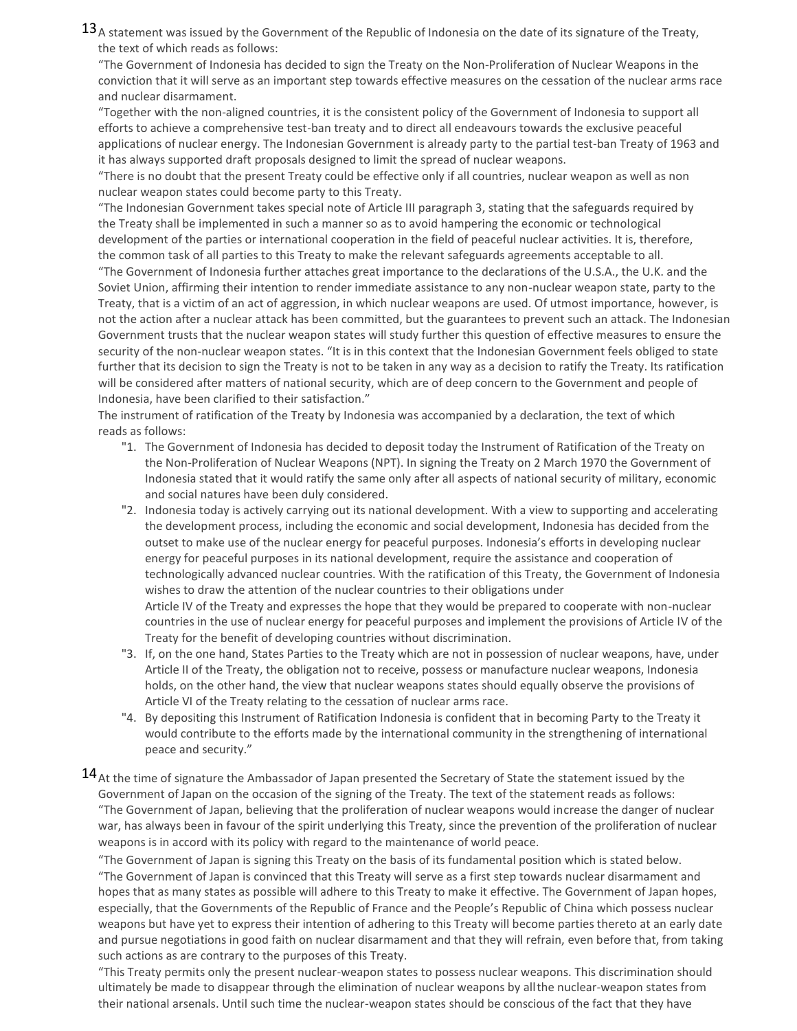13 A statement was issued by the Government of the Republic of Indonesia on the date of its signature of the Treaty, the text of which reads as follows:

"The Government of Indonesia has decided to sign the Treaty on the Non-Proliferation of Nuclear Weapons in the conviction that it will serve as an important step towards effective measures on the cessation of the nuclear arms race and nuclear disarmament.

"Together with the non-aligned countries, it is the consistent policy of the Government of Indonesia to support all efforts to achieve a comprehensive test-ban treaty and to direct all endeavours towards the exclusive peaceful applications of nuclear energy. The Indonesian Government is already party to the partial test-ban Treaty of 1963 and it has always supported draft proposals designed to limit the spread of nuclear weapons.

"There is no doubt that the present Treaty could be effective only if all countries, nuclear weapon as well as non nuclear weapon states could become party to this Treaty.

"The Indonesian Government takes special note of Article III paragraph 3, stating that the safeguards required by the Treaty shall be implemented in such a manner so as to avoid hampering the economic or technological development of the parties or international cooperation in the field of peaceful nuclear activities. It is, therefore, the common task of all parties to this Treaty to make the relevant safeguards agreements acceptable to all.

"The Government of Indonesia further attaches great importance to the declarations of the U.S.A., the U.K. and the Soviet Union, affirming their intention to render immediate assistance to any non-nuclear weapon state, party to the Treaty, that is a victim of an act of aggression, in which nuclear weapons are used. Of utmost importance, however, is not the action after a nuclear attack has been committed, but the guarantees to prevent such an attack. The Indonesian Government trusts that the nuclear weapon states will study further this question of effective measures to ensure the security of the non-nuclear weapon states. "It is in this context that the Indonesian Government feels obliged to state further that its decision to sign the Treaty is not to be taken in any way as a decision to ratify the Treaty. Its ratification will be considered after matters of national security, which are of deep concern to the Government and people of Indonesia, have been clarified to their satisfaction."

The instrument of ratification of the Treaty by Indonesia was accompanied by a declaration, the text of which reads as follows:

"1. The Government of Indonesia has decided to deposit today the Instrument of Ratification of the Treaty on the Non-Proliferation of Nuclear Weapons (NPT). In signing the Treaty on 2 March 1970 the Government of Indonesia stated that it would ratify the same only after all aspects of national security of military, economic and social natures have been duly considered.

"2. Indonesia today is actively carrying out its national development. With a view to supporting and accelerating the development process, including the economic and social development, Indonesia has decided from the outset to make use of the nuclear energy for peaceful purposes. Indonesia's efforts in developing nuclear energy for peaceful purposes in its national development, require the assistance and cooperation of technologically advanced nuclear countries. With the ratification of this Treaty, the Government of Indonesia wishes to draw the attention of the nuclear countries to their obligations under Article IV of the Treaty and expresses the hope that they would be prepared to cooperate with non-nuclear countries in the use of nuclear energy for peaceful purposes and implement the provisions of Article IV of the Treaty for the benefit of developing countries without discrimination.

"3. If, on the one hand, States Parties to the Treaty which are not in possession of nuclear weapons, have, under Article II of the Treaty, the obligation not to receive, possess or manufacture nuclear weapons, Indonesia holds, on the other hand, the view that nuclear weapons states should equally observe the provisions of Article VI of the Treaty relating to the cessation of nuclear arms race.

"4. By depositing this Instrument of Ratification Indonesia is confident that in becoming Party to the Treaty it would contribute to the efforts made by the international community in the strengthening of international peace and security."

14 At the time of signature the Ambassador of Japan presented the Secretary of State the statement issued by the Government of Japan on the occasion of the signing of the Treaty. The text of the statement reads as follows:

"The Government of Japan, believing that the proliferation of nuclear weapons would increase the danger of nuclear war, has always been in favour of the spirit underlying this Treaty, since the prevention of the proliferation of nuclear weapons is in accord with its policy with regard to the maintenance of world peace.

"The Government of Japan is signing this Treaty on the basis of its fundamental position which is stated below.

"The Government of Japan is convinced that this Treaty will serve as a first step towards nuclear disarmament and hopes that as many states as possible will adhere to this Treaty to make it effective. The Government of Japan hopes, especially, that the Governments of the Republic of France and the People's Republic of China which possess nuclear weapons but have yet to express their intention of adhering to this Treaty will become parties thereto at an early date and pursue negotiations in good faith on nuclear disarmament and that they will refrain, even before that, from taking such actions as are contrary to the purposes of this Treaty.

"This Treaty permits only the present nuclear-weapon states to possess nuclear weapons. This discrimination should ultimately be made to disappear through the elimination of nuclear weapons by all the nuclear-weapon states from their national arsenals. Until such time the nuclear-weapon states should be conscious of the fact that they have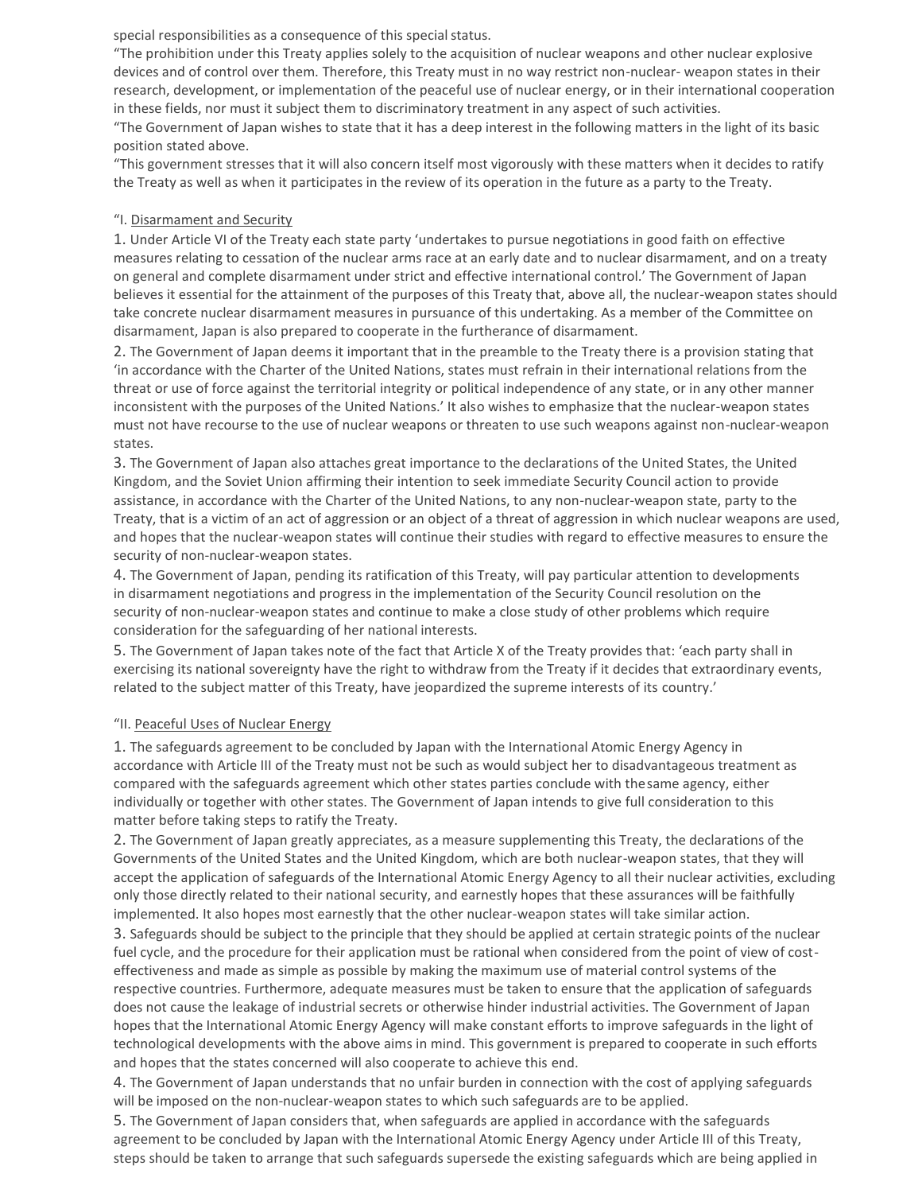special responsibilities as a consequence of this special status.

"The prohibition under this Treaty applies solely to the acquisition of nuclear weapons and other nuclear explosive devices and of control over them. Therefore, this Treaty must in no way restrict non-nuclear- weapon states in their research, development, or implementation of the peaceful use of nuclear energy, or in their international cooperation in these fields, nor must it subject them to discriminatory treatment in any aspect of such activities.

"The Government of Japan wishes to state that it has a deep interest in the following matters in the light of its basic position stated above.

"This government stresses that it will also concern itself most vigorously with these matters when it decides to ratify the Treaty as well as when it participates in the review of its operation in the future as a party to the Treaty.

"I. Disarmament and Security

1. Under Article VI of the Treaty each state party 'undertakes to pursue negotiations in good faith on effective measures relating to cessation of the nuclear arms race at an early date and to nuclear disarmament, and on a treaty on general and complete disarmament under strict and effective international control.' The Government of Japan believes it essential for the attainment of the purposes of this Treaty that, above all, the nuclear-weapon states should take concrete nuclear disarmament measures in pursuance of this undertaking. As a member of the Committee on disarmament, Japan is also prepared to cooperate in the furtherance of disarmament.

2. The Government of Japan deems it important that in the preamble to the Treaty there is a provision stating that 'in accordance with the Charter of the United Nations, states must refrain in their international relations from the threat or use of force against the territorial integrity or political independence of any state, or in any other manner inconsistent with the purposes of the United Nations.' It also wishes to emphasize that the nuclear-weapon states must not have recourse to the use of nuclear weapons or threaten to use such weapons against non-nuclear-weapon states.

3. The Government of Japan also attaches great importance to the declarations of the United States, the United Kingdom, and the Soviet Union affirming their intention to seek immediate Security Council action to provide assistance, in accordance with the Charter of the United Nations, to any non-nuclear-weapon state, party to the Treaty, that is a victim of an act of aggression or an object of a threat of aggression in which nuclear weapons are used, and hopes that the nuclear-weapon states will continue their studies with regard to effective measures to ensure the security of non-nuclear-weapon states.

4. The Government of Japan, pending its ratification of this Treaty, will pay particular attention to developments in disarmament negotiations and progress in the implementation of the Security Council resolution on the security of non-nuclear-weapon states and continue to make a close study of other problems which require consideration for the safeguarding of her national interests.

5. The Government of Japan takes note of the fact that Article X of the Treaty provides that: 'each party shall in exercising its national sovereignty have the right to withdraw from the Treaty if it decides that extraordinary events, related to the subject matter of this Treaty, have jeopardized the supreme interests of its country.'

"II. Peaceful Uses of Nuclear Energy

1. The safeguards agreement to be concluded by Japan with the International Atomic Energy Agency in accordance with Article III of the Treaty must not be such as would subject her to disadvantageous treatment as compared with the safeguards agreement which other states parties conclude with the same agency, either individually or together with other states. The Government of Japan intends to give full consideration to this matter before taking steps to ratify the Treaty.

2. The Government of Japan greatly appreciates, as a measure supplementing this Treaty, the declarations of the Governments of the United States and the United Kingdom, which are both nuclear-weapon states, that they will accept the application of safeguards of the International Atomic Energy Agency to all their nuclear activities, excluding only those directly related to their national security, and earnestly hopes that these assurances will be faithfully implemented. It also hopes most earnestly that the other nuclear-weapon states will take similar action.

3. Safeguards should be subject to the principle that they should be applied at certain strategic points of the nuclear fuel cycle, and the procedure for their application must be rational when considered from the point of view of cost-effectiveness and made as simple as possible by making the maximum use of material control systems of the respective countries. Furthermore, adequate measures must be taken to ensure that the application of safeguards does not cause the leakage of industrial secrets or otherwise hinder industrial activities. The Government of Japan hopes that the International Atomic Energy Agency will make constant efforts to improve safeguards in the light of technological developments with the above aims in mind. This government is prepared to cooperate in such efforts and hopes that the states concerned will also cooperate to achieve this end.

4. The Government of Japan understands that no unfair burden in connection with the cost of applying safeguards will be imposed on the non-nuclear-weapon states to which such safeguards are to be applied.

5. The Government of Japan considers that, when safeguards are applied in accordance with the safeguards agreement to be concluded by Japan with the International Atomic Energy Agency under Article III of this Treaty, steps should be taken to arrange that such safeguards supersede the existing safeguards which are being applied in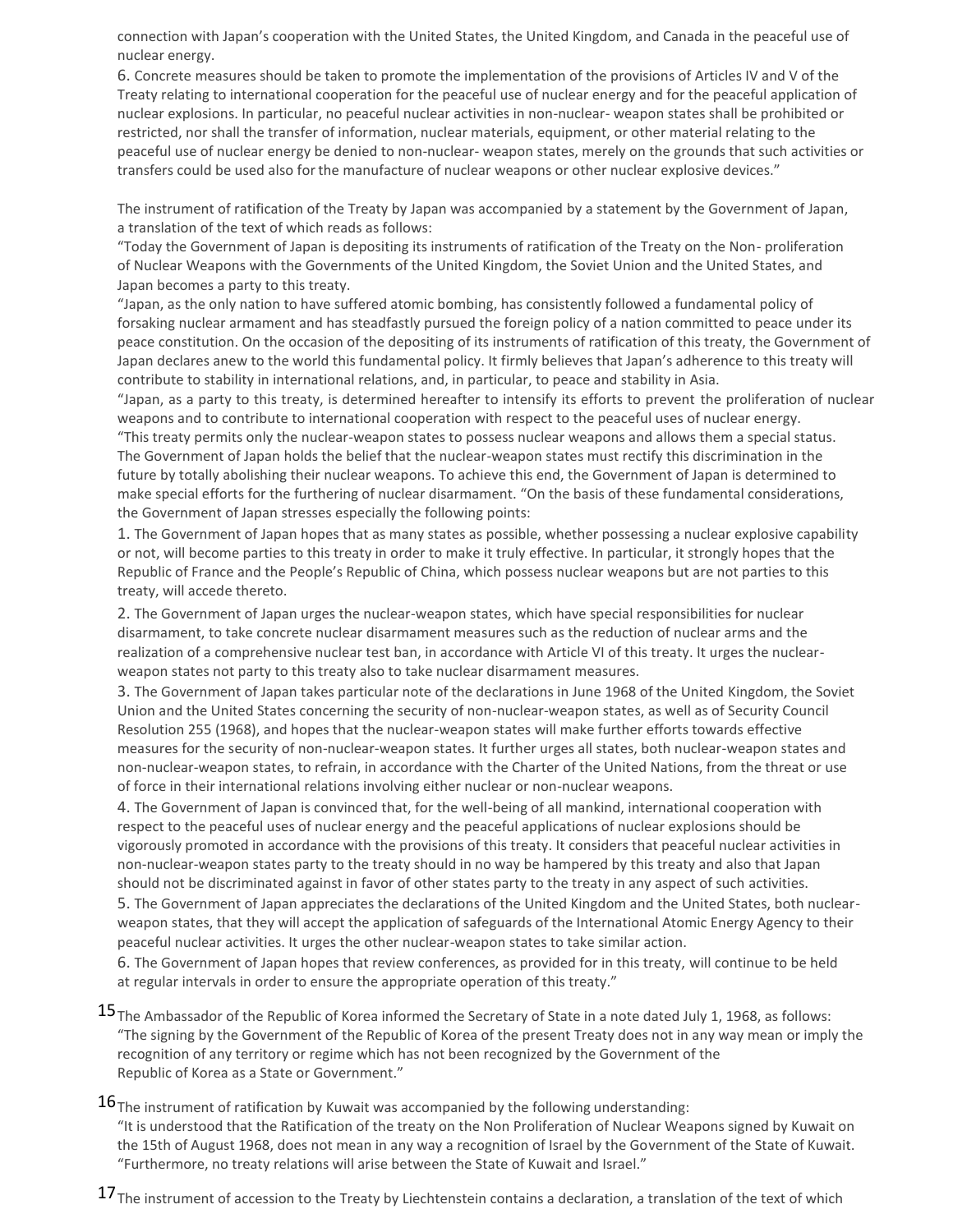connection with Japan's cooperation with the United States, the United Kingdom, and Canada in the peaceful use of nuclear energy.

6. Concrete measures should be taken to promote the implementation of the provisions of Articles IV and V of the Treaty relating to international cooperation for the peaceful use of nuclear energy and for the peaceful application of nuclear explosions. In particular, no peaceful nuclear activities in non-nuclear- weapon states shall be prohibited or restricted, nor shall the transfer of information, nuclear materials, equipment, or other material relating to the peaceful use of nuclear energy be denied to non-nuclear- weapon states, merely on the grounds that such activities or transfers could be used also for the manufacture of nuclear weapons or other nuclear explosive devices."

The instrument of ratification of the Treaty by Japan was accompanied by a statement by the Government of Japan, a translation of the text of which reads as follows:

"Today the Government of Japan is depositing its instruments of ratification of the Treaty on the Non- proliferation of Nuclear Weapons with the Governments of the United Kingdom, the Soviet Union and the United States, and Japan becomes a party to this treaty.

"Japan, as the only nation to have suffered atomic bombing, has consistently followed a fundamental policy of forsaking nuclear armament and has steadfastly pursued the foreign policy of a nation committed to peace under its peace constitution. On the occasion of the depositing of its instruments of ratification of this treaty, the Government of Japan declares anew to the world this fundamental policy. It firmly believes that Japan's adherence to this treaty will contribute to stability in international relations, and, in particular, to peace and stability in Asia.

"Japan, as a party to this treaty, is determined hereafter to intensify its efforts to prevent the proliferation of nuclear weapons and to contribute to international cooperation with respect to the peaceful uses of nuclear energy.

"This treaty permits only the nuclear-weapon states to possess nuclear weapons and allows them a special status. The Government of Japan holds the belief that the nuclear-weapon states must rectify this discrimination in the future by totally abolishing their nuclear weapons. To achieve this end, the Government of Japan is determined to make special efforts for the furthering of nuclear disarmament. "On the basis of these fundamental considerations, the Government of Japan stresses especially the following points:

1. The Government of Japan hopes that as many states as possible, whether possessing a nuclear explosive capability or not, will become parties to this treaty in order to make it truly effective. In particular, it strongly hopes that the Republic of France and the People's Republic of China, which possess nuclear weapons but are not parties to this treaty, will accede thereto.

2. The Government of Japan urges the nuclear-weapon states, which have special responsibilities for nuclear disarmament, to take concrete nuclear disarmament measures such as the reduction of nuclear arms and the realization of a comprehensive nuclear test ban, in accordance with Article VI of this treaty. It urges the nuclear-weapon states not party to this treaty also to take nuclear disarmament measures.

3. The Government of Japan takes particular note of the declarations in June 1968 of the United Kingdom, the Soviet Union and the United States concerning the security of non-nuclear-weapon states, as well as of Security Council Resolution 255 (1968), and hopes that the nuclear-weapon states will make further efforts towards effective measures for the security of non-nuclear-weapon states. It further urges all states, both nuclear-weapon states and non-nuclear-weapon states, to refrain, in accordance with the Charter of the United Nations, from the threat or use of force in their international relations involving either nuclear or non-nuclear weapons.

4. The Government of Japan is convinced that, for the well-being of all mankind, international cooperation with respect to the peaceful uses of nuclear energy and the peaceful applications of nuclear explosions should be vigorously promoted in accordance with the provisions of this treaty. It considers that peaceful nuclear activities in non-nuclear-weapon states party to the treaty should in no way be hampered by this treaty and also that Japan should not be discriminated against in favor of other states party to the treaty in any aspect of such activities.

5. The Government of Japan appreciates the declarations of the United Kingdom and the United States, both nuclear-weapon states, that they will accept the application of safeguards of the International Atomic Energy Agency to their peaceful nuclear activities. It urges the other nuclear-weapon states to take similar action.

6. The Government of Japan hopes that review conferences, as provided for in this treaty, will continue to be held at regular intervals in order to ensure the appropriate operation of this treaty."

[15] The Ambassador of the Republic of Korea informed the Secretary of State in a note dated July 1, 1968, as follows: "The signing by the Government of the Republic of Korea of the present Treaty does not in any way mean or imply the recognition of any territory or regime which has not been recognized by the Government of the Republic of Korea as a State or Government."

[16] The instrument of ratification by Kuwait was accompanied by the following understanding:
"It is understood that the Ratification of the treaty on the Non Proliferation of Nuclear Weapons signed by Kuwait on the 15th of August 1968, does not mean in any way a recognition of Israel by the Government of the State of Kuwait.
"Furthermore, no treaty relations will arise between the State of Kuwait and Israel."

[17] The instrument of accession to the Treaty by Liechtenstein contains a declaration, a translation of the text of which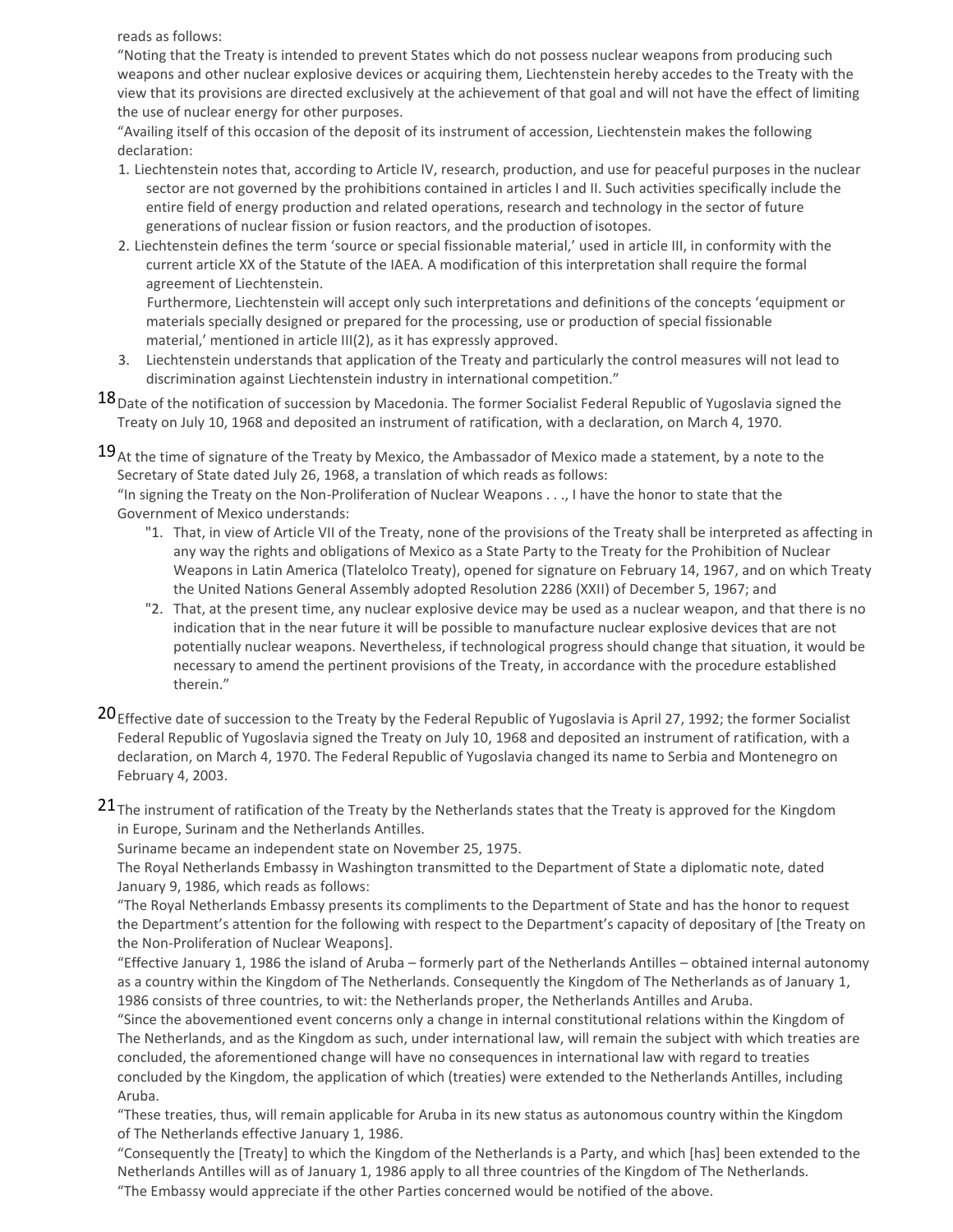reads as follows:

"Noting that the Treaty is intended to prevent States which do not possess nuclear weapons from producing such weapons and other nuclear explosive devices or acquiring them, Liechtenstein hereby accedes to the Treaty with the view that its provisions are directed exclusively at the achievement of that goal and will not have the effect of limiting the use of nuclear energy for other purposes.

"Availing itself of this occasion of the deposit of its instrument of accession, Liechtenstein makes the following declaration:

1. Liechtenstein notes that, according to Article IV, research, production, and use for peaceful purposes in the nuclear sector are not governed by the prohibitions contained in articles I and II. Such activities specifically include the entire field of energy production and related operations, research and technology in the sector of future generations of nuclear fission or fusion reactors, and the production of isotopes.
2. Liechtenstein defines the term 'source or special fissionable material,' used in article III, in conformity with the current article XX of the Statute of the IAEA. A modification of this interpretation shall require the formal agreement of Liechtenstein.
   Furthermore, Liechtenstein will accept only such interpretations and definitions of the concepts 'equipment or materials specially designed or prepared for the processing, use or production of special fissionable material,' mentioned in article III(2), as it has expressly approved.
3. Liechtenstein understands that application of the Treaty and particularly the control measures will not lead to discrimination against Liechtenstein industry in international competition."

[18] Date of the notification of succession by Macedonia. The former Socialist Federal Republic of Yugoslavia signed the Treaty on July 10, 1968 and deposited an instrument of ratification, with a declaration, on March 4, 1970.

[19] At the time of signature of the Treaty by Mexico, the Ambassador of Mexico made a statement, by a note to the Secretary of State dated July 26, 1968, a translation of which reads as follows:

"In signing the Treaty on the Non-Proliferation of Nuclear Weapons . . ., I have the honor to state that the Government of Mexico understands:

"1. That, in view of Article VII of the Treaty, none of the provisions of the Treaty shall be interpreted as affecting in any way the rights and obligations of Mexico as a State Party to the Treaty for the Prohibition of Nuclear Weapons in Latin America (Tlatelolco Treaty), opened for signature on February 14, 1967, and on which Treaty the United Nations General Assembly adopted Resolution 2286 (XXII) of December 5, 1967; and

"2. That, at the present time, any nuclear explosive device may be used as a nuclear weapon, and that there is no indication that in the near future it will be possible to manufacture nuclear explosive devices that are not potentially nuclear weapons. Nevertheless, if technological progress should change that situation, it would be necessary to amend the pertinent provisions of the Treaty, in accordance with the procedure established therein."

[20] Effective date of succession to the Treaty by the Federal Republic of Yugoslavia is April 27, 1992; the former Socialist Federal Republic of Yugoslavia signed the Treaty on July 10, 1968 and deposited an instrument of ratification, with a declaration, on March 4, 1970. The Federal Republic of Yugoslavia changed its name to Serbia and Montenegro on February 4, 2003.

[21] The instrument of ratification of the Treaty by the Netherlands states that the Treaty is approved for the Kingdom in Europe, Surinam and the Netherlands Antilles.

Suriname became an independent state on November 25, 1975.

The Royal Netherlands Embassy in Washington transmitted to the Department of State a diplomatic note, dated January 9, 1986, which reads as follows:

"The Royal Netherlands Embassy presents its compliments to the Department of State and has the honor to request the Department's attention for the following with respect to the Department's capacity of depositary of [the Treaty on the Non-Proliferation of Nuclear Weapons].

"Effective January 1, 1986 the island of Aruba – formerly part of the Netherlands Antilles – obtained internal autonomy as a country within the Kingdom of The Netherlands. Consequently the Kingdom of The Netherlands as of January 1, 1986 consists of three countries, to wit: the Netherlands proper, the Netherlands Antilles and Aruba.

"Since the abovementioned event concerns only a change in internal constitutional relations within the Kingdom of The Netherlands, and as the Kingdom as such, under international law, will remain the subject with which treaties are concluded, the aforementioned change will have no consequences in international law with regard to treaties concluded by the Kingdom, the application of which (treaties) were extended to the Netherlands Antilles, including Aruba.

"These treaties, thus, will remain applicable for Aruba in its new status as autonomous country within the Kingdom of The Netherlands effective January 1, 1986.

"Consequently the [Treaty] to which the Kingdom of the Netherlands is a Party, and which [has] been extended to the Netherlands Antilles will as of January 1, 1986 apply to all three countries of the Kingdom of The Netherlands.

"The Embassy would appreciate if the other Parties concerned would be notified of the above.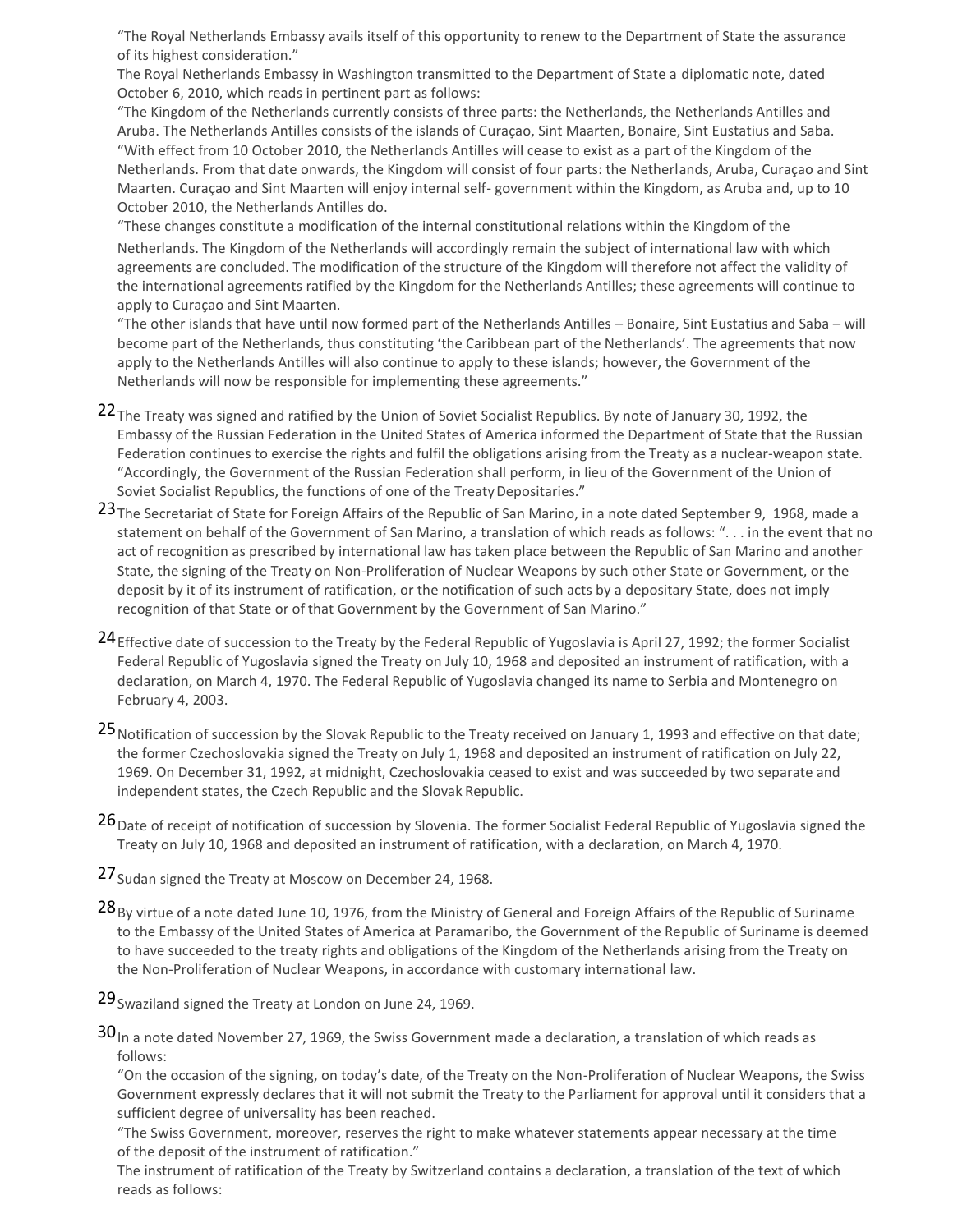"The Royal Netherlands Embassy avails itself of this opportunity to renew to the Department of State the assurance of its highest consideration."

The Royal Netherlands Embassy in Washington transmitted to the Department of State a diplomatic note, dated October 6, 2010, which reads in pertinent part as follows:

"The Kingdom of the Netherlands currently consists of three parts: the Netherlands, the Netherlands Antilles and Aruba. The Netherlands Antilles consists of the islands of Curaçao, Sint Maarten, Bonaire, Sint Eustatius and Saba.

"With effect from 10 October 2010, the Netherlands Antilles will cease to exist as a part of the Kingdom of the Netherlands. From that date onwards, the Kingdom will consist of four parts: the Netherlands, Aruba, Curaçao and Sint Maarten. Curaçao and Sint Maarten will enjoy internal self- government within the Kingdom, as Aruba and, up to 10 October 2010, the Netherlands Antilles do.

"These changes constitute a modification of the internal constitutional relations within the Kingdom of the Netherlands. The Kingdom of the Netherlands will accordingly remain the subject of international law with which agreements are concluded. The modification of the structure of the Kingdom will therefore not affect the validity of the international agreements ratified by the Kingdom for the Netherlands Antilles; these agreements will continue to apply to Curaçao and Sint Maarten.

"The other islands that have until now formed part of the Netherlands Antilles – Bonaire, Sint Eustatius and Saba – will become part of the Netherlands, thus constituting 'the Caribbean part of the Netherlands'. The agreements that now apply to the Netherlands Antilles will also continue to apply to these islands; however, the Government of the Netherlands will now be responsible for implementing these agreements."

[22] The Treaty was signed and ratified by the Union of Soviet Socialist Republics. By note of January 30, 1992, the Embassy of the Russian Federation in the United States of America informed the Department of State that the Russian Federation continues to exercise the rights and fulfil the obligations arising from the Treaty as a nuclear-weapon state. "Accordingly, the Government of the Russian Federation shall perform, in lieu of the Government of the Union of Soviet Socialist Republics, the functions of one of the Treaty Depositaries."

[23] The Secretariat of State for Foreign Affairs of the Republic of San Marino, in a note dated September 9, 1968, made a statement on behalf of the Government of San Marino, a translation of which reads as follows: ". . . in the event that no act of recognition as prescribed by international law has taken place between the Republic of San Marino and another State, the signing of the Treaty on Non-Proliferation of Nuclear Weapons by such other State or Government, or the deposit by it of its instrument of ratification, or the notification of such acts by a depositary State, does not imply recognition of that State or of that Government by the Government of San Marino."

[24] Effective date of succession to the Treaty by the Federal Republic of Yugoslavia is April 27, 1992; the former Socialist Federal Republic of Yugoslavia signed the Treaty on July 10, 1968 and deposited an instrument of ratification, with a declaration, on March 4, 1970. The Federal Republic of Yugoslavia changed its name to Serbia and Montenegro on February 4, 2003.

[25] Notification of succession by the Slovak Republic to the Treaty received on January 1, 1993 and effective on that date; the former Czechoslovakia signed the Treaty on July 1, 1968 and deposited an instrument of ratification on July 22, 1969. On December 31, 1992, at midnight, Czechoslovakia ceased to exist and was succeeded by two separate and independent states, the Czech Republic and the Slovak Republic.

[26] Date of receipt of notification of succession by Slovenia. The former Socialist Federal Republic of Yugoslavia signed the Treaty on July 10, 1968 and deposited an instrument of ratification, with a declaration, on March 4, 1970.

[27] Sudan signed the Treaty at Moscow on December 24, 1968.

[28] By virtue of a note dated June 10, 1976, from the Ministry of General and Foreign Affairs of the Republic of Suriname to the Embassy of the United States of America at Paramaribo, the Government of the Republic of Suriname is deemed to have succeeded to the treaty rights and obligations of the Kingdom of the Netherlands arising from the Treaty on the Non-Proliferation of Nuclear Weapons, in accordance with customary international law.

[29] Swaziland signed the Treaty at London on June 24, 1969.

[30] In a note dated November 27, 1969, the Swiss Government made a declaration, a translation of which reads as follows:

"On the occasion of the signing, on today's date, of the Treaty on the Non-Proliferation of Nuclear Weapons, the Swiss Government expressly declares that it will not submit the Treaty to the Parliament for approval until it considers that a sufficient degree of universality has been reached.

"The Swiss Government, moreover, reserves the right to make whatever statements appear necessary at the time of the deposit of the instrument of ratification."

The instrument of ratification of the Treaty by Switzerland contains a declaration, a translation of the text of which reads as follows: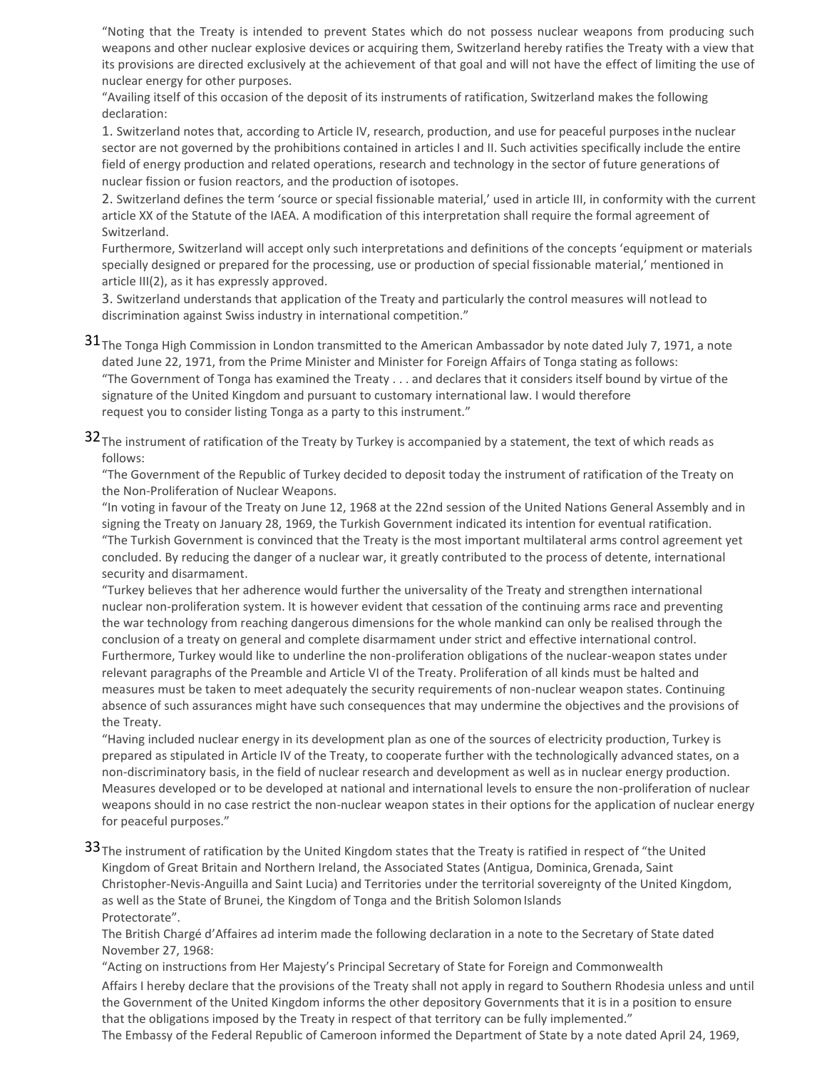"Noting that the Treaty is intended to prevent States which do not possess nuclear weapons from producing such weapons and other nuclear explosive devices or acquiring them, Switzerland hereby ratifies the Treaty with a view that its provisions are directed exclusively at the achievement of that goal and will not have the effect of limiting the use of nuclear energy for other purposes.

"Availing itself of this occasion of the deposit of its instruments of ratification, Switzerland makes the following declaration:

1. Switzerland notes that, according to Article IV, research, production, and use for peaceful purposes in the nuclear sector are not governed by the prohibitions contained in articles I and II. Such activities specifically include the entire field of energy production and related operations, research and technology in the sector of future generations of nuclear fission or fusion reactors, and the production of isotopes.

2. Switzerland defines the term 'source or special fissionable material,' used in article III, in conformity with the current article XX of the Statute of the IAEA. A modification of this interpretation shall require the formal agreement of Switzerland.

Furthermore, Switzerland will accept only such interpretations and definitions of the concepts 'equipment or materials specially designed or prepared for the processing, use or production of special fissionable material,' mentioned in article III(2), as it has expressly approved.

3. Switzerland understands that application of the Treaty and particularly the control measures will not lead to discrimination against Swiss industry in international competition."

[31] The Tonga High Commission in London transmitted to the American Ambassador by note dated July 7, 1971, a note dated June 22, 1971, from the Prime Minister and Minister for Foreign Affairs of Tonga stating as follows:

"The Government of Tonga has examined the Treaty . . . and declares that it considers itself bound by virtue of the signature of the United Kingdom and pursuant to customary international law. I would therefore request you to consider listing Tonga as a party to this instrument."

[32] The instrument of ratification of the Treaty by Turkey is accompanied by a statement, the text of which reads as follows:

"The Government of the Republic of Turkey decided to deposit today the instrument of ratification of the Treaty on the Non-Proliferation of Nuclear Weapons.

"In voting in favour of the Treaty on June 12, 1968 at the 22nd session of the United Nations General Assembly and in signing the Treaty on January 28, 1969, the Turkish Government indicated its intention for eventual ratification.

"The Turkish Government is convinced that the Treaty is the most important multilateral arms control agreement yet concluded. By reducing the danger of a nuclear war, it greatly contributed to the process of detente, international security and disarmament.

"Turkey believes that her adherence would further the universality of the Treaty and strengthen international nuclear non-proliferation system. It is however evident that cessation of the continuing arms race and preventing the war technology from reaching dangerous dimensions for the whole mankind can only be realised through the conclusion of a treaty on general and complete disarmament under strict and effective international control. Furthermore, Turkey would like to underline the non-proliferation obligations of the nuclear-weapon states under relevant paragraphs of the Preamble and Article VI of the Treaty. Proliferation of all kinds must be halted and measures must be taken to meet adequately the security requirements of non-nuclear weapon states. Continuing absence of such assurances might have such consequences that may undermine the objectives and the provisions of the Treaty.

"Having included nuclear energy in its development plan as one of the sources of electricity production, Turkey is prepared as stipulated in Article IV of the Treaty, to cooperate further with the technologically advanced states, on a non-discriminatory basis, in the field of nuclear research and development as well as in nuclear energy production. Measures developed or to be developed at national and international levels to ensure the non-proliferation of nuclear weapons should in no case restrict the non-nuclear weapon states in their options for the application of nuclear energy for peaceful purposes."

[33] The instrument of ratification by the United Kingdom states that the Treaty is ratified in respect of "the United Kingdom of Great Britain and Northern Ireland, the Associated States (Antigua, Dominica, Grenada, Saint Christopher-Nevis-Anguilla and Saint Lucia) and Territories under the territorial sovereignty of the United Kingdom, as well as the State of Brunei, the Kingdom of Tonga and the British Solomon Islands Protectorate".

The British Chargé d'Affaires ad interim made the following declaration in a note to the Secretary of State dated November 27, 1968:

"Acting on instructions from Her Majesty's Principal Secretary of State for Foreign and Commonwealth Affairs I hereby declare that the provisions of the Treaty shall not apply in regard to Southern Rhodesia unless and until the Government of the United Kingdom informs the other depository Governments that it is in a position to ensure that the obligations imposed by the Treaty in respect of that territory can be fully implemented."

The Embassy of the Federal Republic of Cameroon informed the Department of State by a note dated April 24, 1969,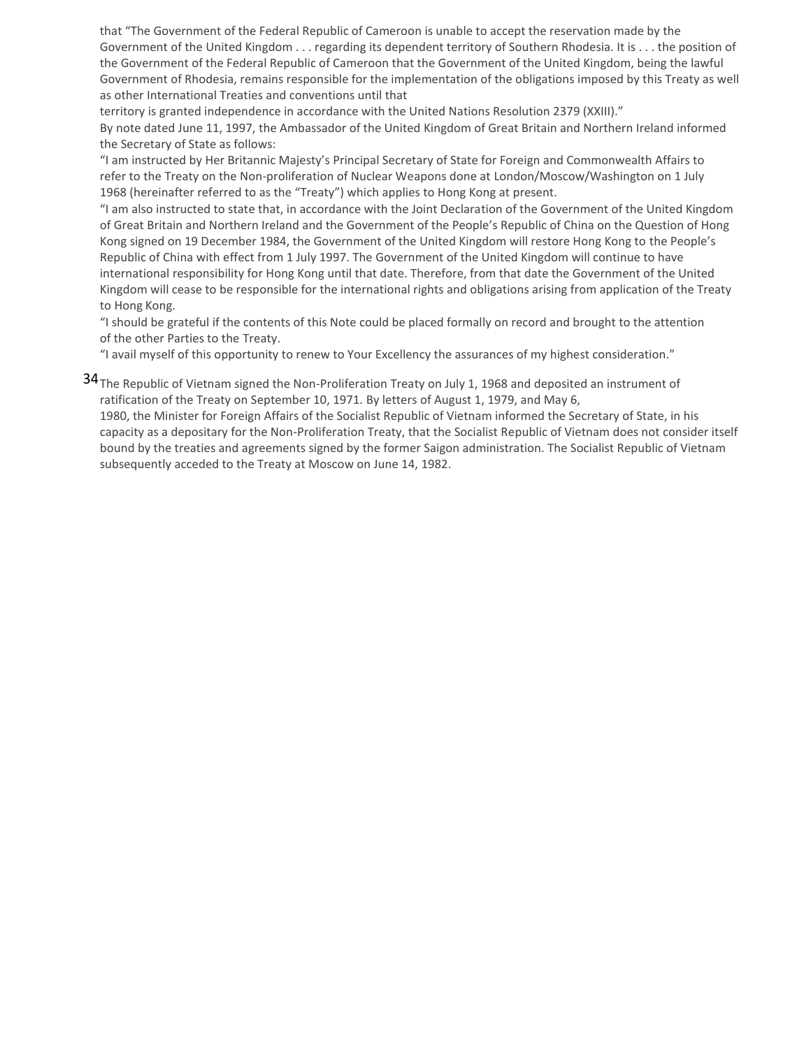that "The Government of the Federal Republic of Cameroon is unable to accept the reservation made by the Government of the United Kingdom . . . regarding its dependent territory of Southern Rhodesia. It is . . . the position of the Government of the Federal Republic of Cameroon that the Government of the United Kingdom, being the lawful Government of Rhodesia, remains responsible for the implementation of the obligations imposed by this Treaty as well as other International Treaties and conventions until that territory is granted independence in accordance with the United Nations Resolution 2379 (XXIII)."

By note dated June 11, 1997, the Ambassador of the United Kingdom of Great Britain and Northern Ireland informed the Secretary of State as follows:

"I am instructed by Her Britannic Majesty's Principal Secretary of State for Foreign and Commonwealth Affairs to refer to the Treaty on the Non-proliferation of Nuclear Weapons done at London/Moscow/Washington on 1 July 1968 (hereinafter referred to as the "Treaty") which applies to Hong Kong at present.

"I am also instructed to state that, in accordance with the Joint Declaration of the Government of the United Kingdom of Great Britain and Northern Ireland and the Government of the People's Republic of China on the Question of Hong Kong signed on 19 December 1984, the Government of the United Kingdom will restore Hong Kong to the People's Republic of China with effect from 1 July 1997. The Government of the United Kingdom will continue to have international responsibility for Hong Kong until that date. Therefore, from that date the Government of the United Kingdom will cease to be responsible for the international rights and obligations arising from application of the Treaty to Hong Kong.

"I should be grateful if the contents of this Note could be placed formally on record and brought to the attention of the other Parties to the Treaty.

"I avail myself of this opportunity to renew to Your Excellency the assurances of my highest consideration."

[34] The Republic of Vietnam signed the Non-Proliferation Treaty on July 1, 1968 and deposited an instrument of ratification of the Treaty on September 10, 1971. By letters of August 1, 1979, and May 6, 1980, the Minister for Foreign Affairs of the Socialist Republic of Vietnam informed the Secretary of State, in his capacity as a depositary for the Non-Proliferation Treaty, that the Socialist Republic of Vietnam does not consider itself bound by the treaties and agreements signed by the former Saigon administration. The Socialist Republic of Vietnam subsequently acceded to the Treaty at Moscow on June 14, 1982.